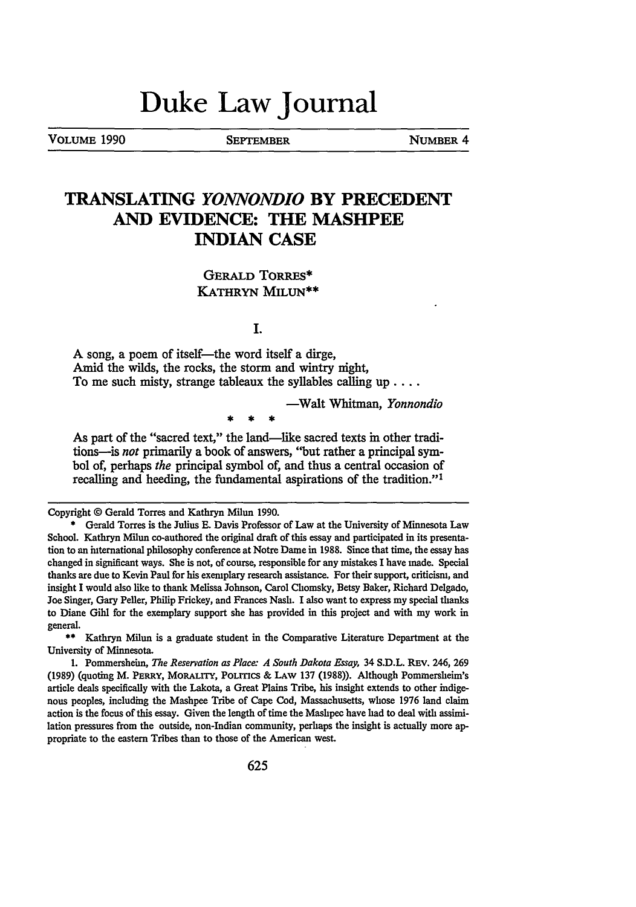# Duke Law Journal

VOLUME 1990 | SEPTEMBER | NUMBER 4

## TRANSLATING *YONNONDIO* BY PRECEDENT AND EVIDENCE: THE MASHPEE INDIAN CASE

GERALD TORRES*
KATHRYN MILUN**

### I.

> A song, a poem of itself—the word itself a dirge,
> Amid the wilds, the rocks, the storm and wintry night,
> To me such misty, strange tableaux the syllables calling up . . . .
>
> —Walt Whitman, *Yonnondio*

\* \* \*

> As part of the "sacred text," the land—like sacred texts in other traditions—is *not* primarily a book of answers, "but rather a principal symbol of, perhaps *the* principal symbol of, and thus a central occasion of recalling and heeding, the fundamental aspirations of the tradition."[1]

---

Copyright © Gerald Torres and Kathryn Milun 1990.

\* Gerald Torres is the Julius E. Davis Professor of Law at the University of Minnesota Law School. Kathryn Milun co-authored the original draft of this essay and participated in its presentation to an international philosophy conference at Notre Dame in 1988. Since that time, the essay has changed in significant ways. She is not, of course, responsible for any mistakes I have made. Special thanks are due to Kevin Paul for his exemplary research assistance. For their support, criticism, and insight I would also like to thank Melissa Johnson, Carol Chomsky, Betsy Baker, Richard Delgado, Joe Singer, Gary Peller, Philip Frickey, and Frances Nash. I also want to express my special thanks to Diane Gihl for the exemplary support she has provided in this project and with my work in general.

\*\* Kathryn Milun is a graduate student in the Comparative Literature Department at the University of Minnesota.

1. Pommersheim, *The Reservation as Place: A South Dakota Essay*, 34 S.D.L. REV. 246, 269 (1989) (quoting M. PERRY, MORALITY, POLITICS & LAW 137 (1988)). Although Pommersheim's article deals specifically with the Lakota, a Great Plains Tribe, his insight extends to other indigenous peoples, including the Mashpee Tribe of Cape Cod, Massachusetts, whose 1976 land claim action is the focus of this essay. Given the length of time the Mashpee have had to deal with assimilation pressures from the outside, non-Indian community, perhaps the insight is actually more appropriate to the eastern Tribes than to those of the American west.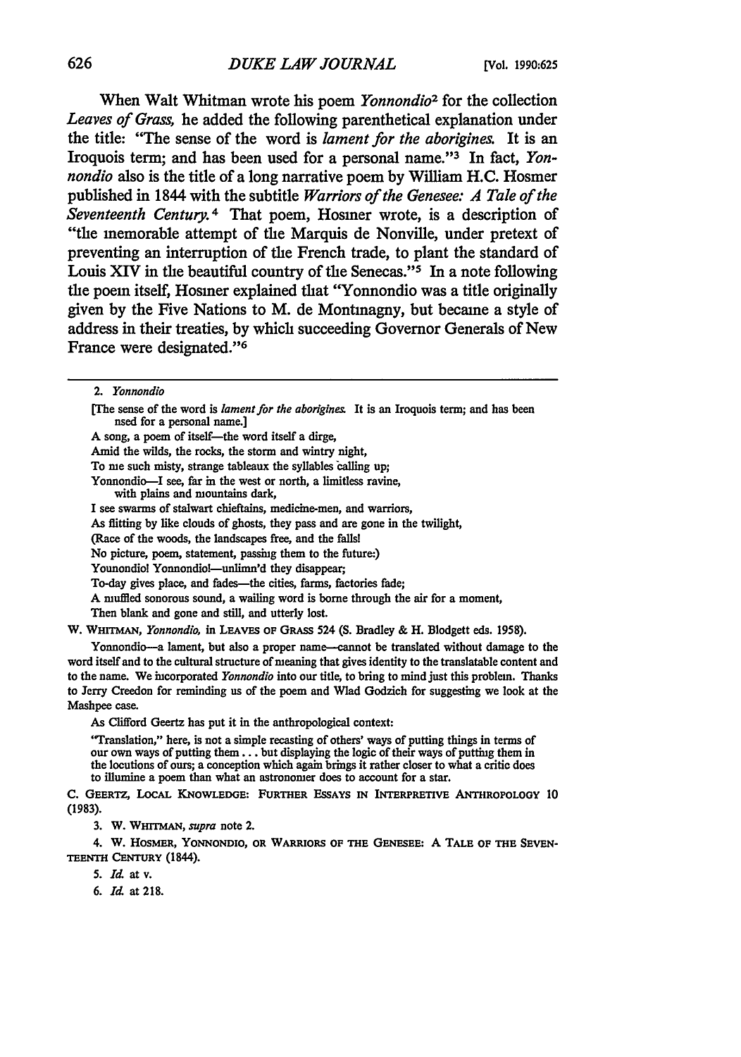When Walt Whitman wrote his poem *Yonnondio*[2] for the collection *Leaves of Grass,* he added the following parenthetical explanation under the title: "The sense of the word is *lament for the aborigines.* It is an Iroquois term; and has been used for a personal name."[3] In fact, *Yonnondio* also is the title of a long narrative poem by William H.C. Hosmer published in 1844 with the subtitle *Warriors of the Genesee: A Tale of the Seventeenth Century.*[4] That poem, Hosmer wrote, is a description of "the memorable attempt of the Marquis de Nonville, under pretext of preventing an interruption of the French trade, to plant the standard of Louis XIV in the beautiful country of the Senecas."[5] In a note following the poem itself, Hosmer explained that "Yonnondio was a title originally given by the Five Nations to M. de Montmagny, but became a style of address in their treaties, by which succeeding Governor Generals of New France were designated."[6]

---

2. *Yonnondio*

> [The sense of the word is *lament for the aborigines.* It is an Iroquois term; and has been used for a personal name.]
>
> A song, a poem of itself—the word itself a dirge,
> Amid the wilds, the rocks, the storm and wintry night,
> To me such misty, strange tableaux the syllables calling up;
> Yonnondio—I see, far in the west or north, a limitless ravine, with plains and mountains dark,
> I see swarms of stalwart chieftains, medicine-men, and warriors,
> As flitting by like clouds of ghosts, they pass and are gone in the twilight,
> (Race of the woods, the landscapes free, and the falls!
> No picture, poem, statement, passing them to the future:)
> Yonnondio! Yonnondio!—unlimn'd they disappear;
> To-day gives place, and fades—the cities, farms, factories fade;
> A muffled sonorous sound, a wailing word is borne through the air for a moment,
> Then blank and gone and still, and utterly lost.

W. WHITMAN, *Yonnondio,* in LEAVES OF GRASS 524 (S. Bradley & H. Blodgett eds. 1958).

Yonnondio—a lament, but also a proper name—cannot be translated without damage to the word itself and to the cultural structure of meaning that gives identity to the translatable content and to the name. We incorporated *Yonnondio* into our title, to bring to mind just this problem. Thanks to Jerry Creedon for reminding us of the poem and Wlad Godzich for suggesting we look at the Mashpee case.

As Clifford Geertz has put it in the anthropological context:

> "Translation," here, is not a simple recasting of others' ways of putting things in terms of our own ways of putting them . . . but displaying the logic of their ways of putting them in the locutions of ours; a conception which again brings it rather closer to what a critic does to illumine a poem than what an astronomer does to account for a star.

C. GEERTZ, LOCAL KNOWLEDGE: FURTHER ESSAYS IN INTERPRETIVE ANTHROPOLOGY 10 (1983).

3. W. WHITMAN, *supra* note 2.

4. W. HOSMER, YONNONDIO, OR WARRIORS OF THE GENESEE: A TALE OF THE SEVENTEENTH CENTURY (1844).

5. *Id.* at v.

6. *Id.* at 218.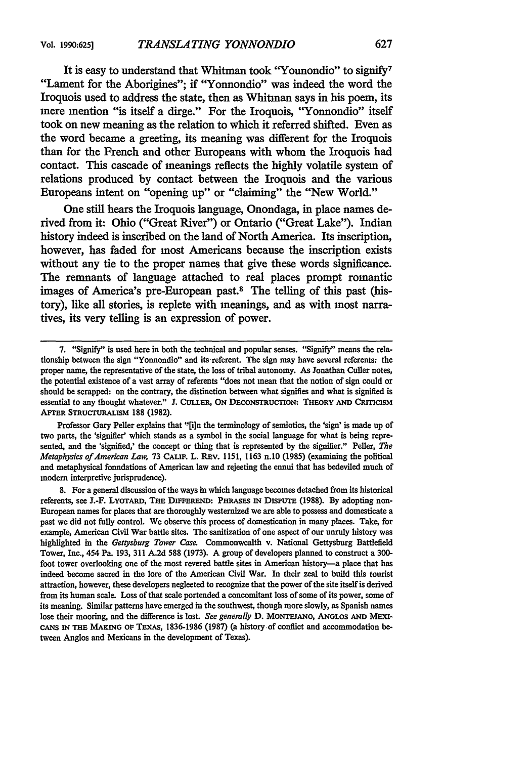It is easy to understand that Whitman took "Younondio" to signify[7] "Lament for the Aborigines"; if "Yonnondio" was indeed the word the Iroquois used to address the state, then as Whitman says in his poem, its mere mention "is itself a dirge." For the Iroquois, "Yonnondio" itself took on new meaning as the relation to which it referred shifted. Even as the word became a greeting, its meaning was different for the Iroquois than for the French and other Europeans with whom the Iroquois had contact. This cascade of meanings reflects the highly volatile system of relations produced by contact between the Iroquois and the various Europeans intent on "opening up" or "claiming" the "New World."

One still hears the Iroquois language, Onondaga, in place names derived from it: Ohio ("Great River") or Ontario ("Great Lake"). Indian history indeed is inscribed on the land of North America. Its inscription, however, has faded for most Americans because the inscription exists without any tie to the proper names that give these words significance. The remnants of language attached to real places prompt romantic images of America's pre-European past.[8] The telling of this past (history), like all stories, is replete with meanings, and as with most narratives, its very telling is an expression of power.

---

7. "Signify" is used here in both the technical and popular senses. "Signify" means the relationship between the sign "Yonnondio" and its referent. The sign may have several referents: the proper name, the representative of the state, the loss of tribal autonomy. As Jonathan Culler notes, the potential existence of a vast array of referents "does not mean that the notion of sign could or should be scrapped: on the contrary, the distinction between what signifies and what is signified is essential to any thought whatever." J. CULLER, ON DECONSTRUCTION: THEORY AND CRITICISM AFTER STRUCTURALISM 188 (1982).

Professor Gary Peller explains that "[i]n the terminology of semiotics, the 'sign' is made up of two parts, the 'signifier' which stands as a symbol in the social language for what is being represented, and the 'signified,' the concept or thing that is represented by the signifier." Peller, *The Metaphysics of American Law,* 73 CALIF. L. REV. 1151, 1163 n.10 (1985) (examining the political and metaphysical fonndations of American law and rejecting the ennui that has bedeviled much of modern interpretive jurisprudence).

8. For a general discussion of the ways in which language becomes detached from its historical referents, see J.-F. LYOTARD, THE DIFFEREND: PHRASES IN DISPUTE (1988). By adopting non-European names for places that are thoroughly westernized we are able to possess and domesticate a past we did not fully control. We observe this process of domestication in many places. Take, for example, American Civil War battle sites. The sanitization of one aspect of our unruly history was highlighted in the *Gettysburg Tower Case.* Commonwealth v. National Gettysburg Battlefield Tower, Inc., 454 Pa. 193, 311 A.2d 588 (1973). A group of developers planned to construct a 300-foot tower overlooking one of the most revered battle sites in American history—a place that has indeed become sacred in the lore of the American Civil War. In their zeal to build this tourist attraction, however, these developers neglected to recognize that the power of the site itself is derived from its human scale. Loss of that scale portended a concomitant loss of some of its power, some of its meaning. Similar patterns have emerged in the southwest, though more slowly, as Spanish names lose their mooring, and the difference is lost. *See generally* D. MONTEJANO, ANGLOS AND MEXICANS IN THE MAKING OF TEXAS, 1836-1986 (1987) (a history of conflict and accommodation between Anglos and Mexicans in the development of Texas).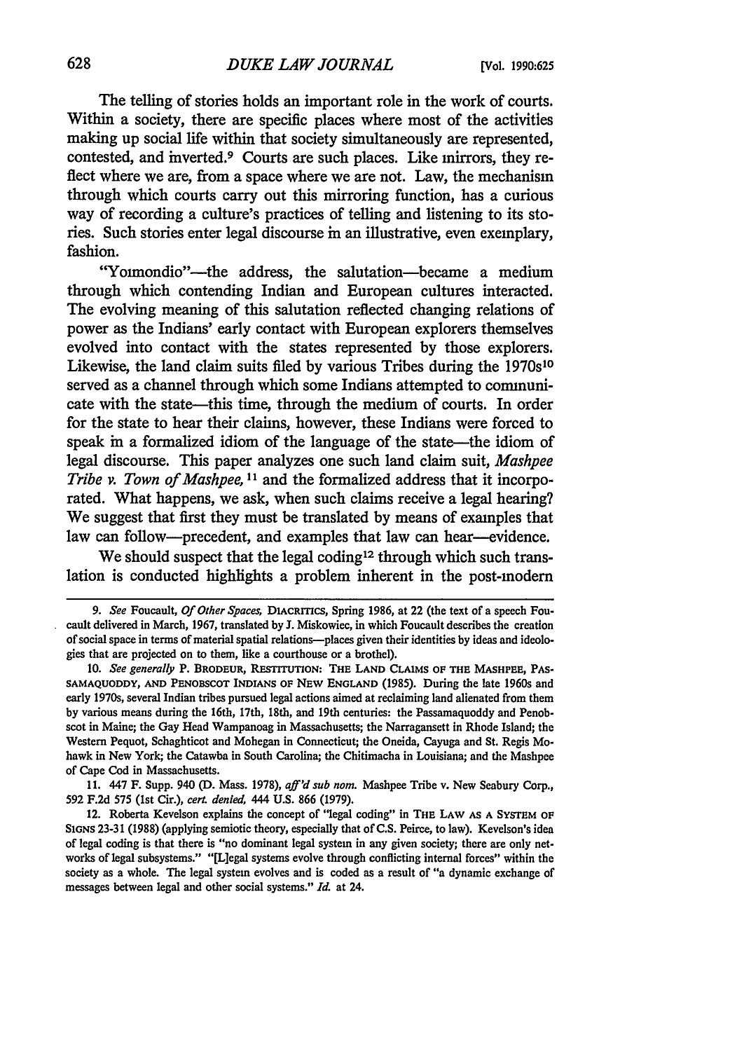The telling of stories holds an important role in the work of courts. Within a society, there are specific places where most of the activities making up social life within that society simultaneously are represented, contested, and inverted.[9] Courts are such places. Like mirrors, they reflect where we are, from a space where we are not. Law, the mechanism through which courts carry out this mirroring function, has a curious way of recording a culture's practices of telling and listening to its stories. Such stories enter legal discourse in an illustrative, even exemplary, fashion.

"Yomondio"—the address, the salutation—became a medium through which contending Indian and European cultures interacted. The evolving meaning of this salutation reflected changing relations of power as the Indians' early contact with European explorers themselves evolved into contact with the states represented by those explorers. Likewise, the land claim suits filed by various Tribes during the 1970s[10] served as a channel through which some Indians attempted to communicate with the state—this time, through the medium of courts. In order for the state to hear their claims, however, these Indians were forced to speak in a formalized idiom of the language of the state—the idiom of legal discourse. This paper analyzes one such land claim suit, *Mashpee Tribe v. Town of Mashpee*,[11] and the formalized address that it incorporated. What happens, we ask, when such claims receive a legal hearing? We suggest that first they must be translated by means of examples that law can follow—precedent, and examples that law can hear—evidence.

We should suspect that the legal coding[12] through which such translation is conducted highlights a problem inherent in the post-modern

---

9. *See* Foucault, *Of Other Spaces*, DIACRITICS, Spring 1986, at 22 (the text of a speech Foucault delivered in March, 1967, translated by J. Miskowiec, in which Foucault describes the creation of social space in terms of material spatial relations—places given their identities by ideas and ideologies that are projected on to them, like a courthouse or a brothel).

10. *See generally* P. BRODEUR, RESTITUTION: THE LAND CLAIMS OF THE MASHPEE, PASSAMAQUODDY, AND PENOBSCOT INDIANS OF NEW ENGLAND (1985). During the late 1960s and early 1970s, several Indian tribes pursued legal actions aimed at reclaiming land alienated from them by various means during the 16th, 17th, 18th, and 19th centuries: the Passamaquoddy and Penobscot in Maine; the Gay Head Wampanoag in Massachusetts; the Narragansett in Rhode Island; the Western Pequot, Schaghticot and Mohegan in Connecticut; the Oneida, Cayuga and St. Regis Mohawk in New York; the Catawba in South Carolina; the Chitimacha in Louisiana; and the Mashpee of Cape Cod in Massachusetts.

11. 447 F. Supp. 940 (D. Mass. 1978), *aff'd sub nom.* Mashpee Tribe v. New Seabury Corp., 592 F.2d 575 (1st Cir.), *cert. denied*, 444 U.S. 866 (1979).

12. Roberta Kevelson explains the concept of "legal coding" in THE LAW AS A SYSTEM OF SIGNS 23-31 (1988) (applying semiotic theory, especially that of C.S. Peirce, to law). Kevelson's idea of legal coding is that there is "no dominant legal system in any given society; there are only networks of legal subsystems." "[L]egal systems evolve through conflicting internal forces" within the society as a whole. The legal system evolves and is coded as a result of "a dynamic exchange of messages between legal and other social systems." *Id.* at 24.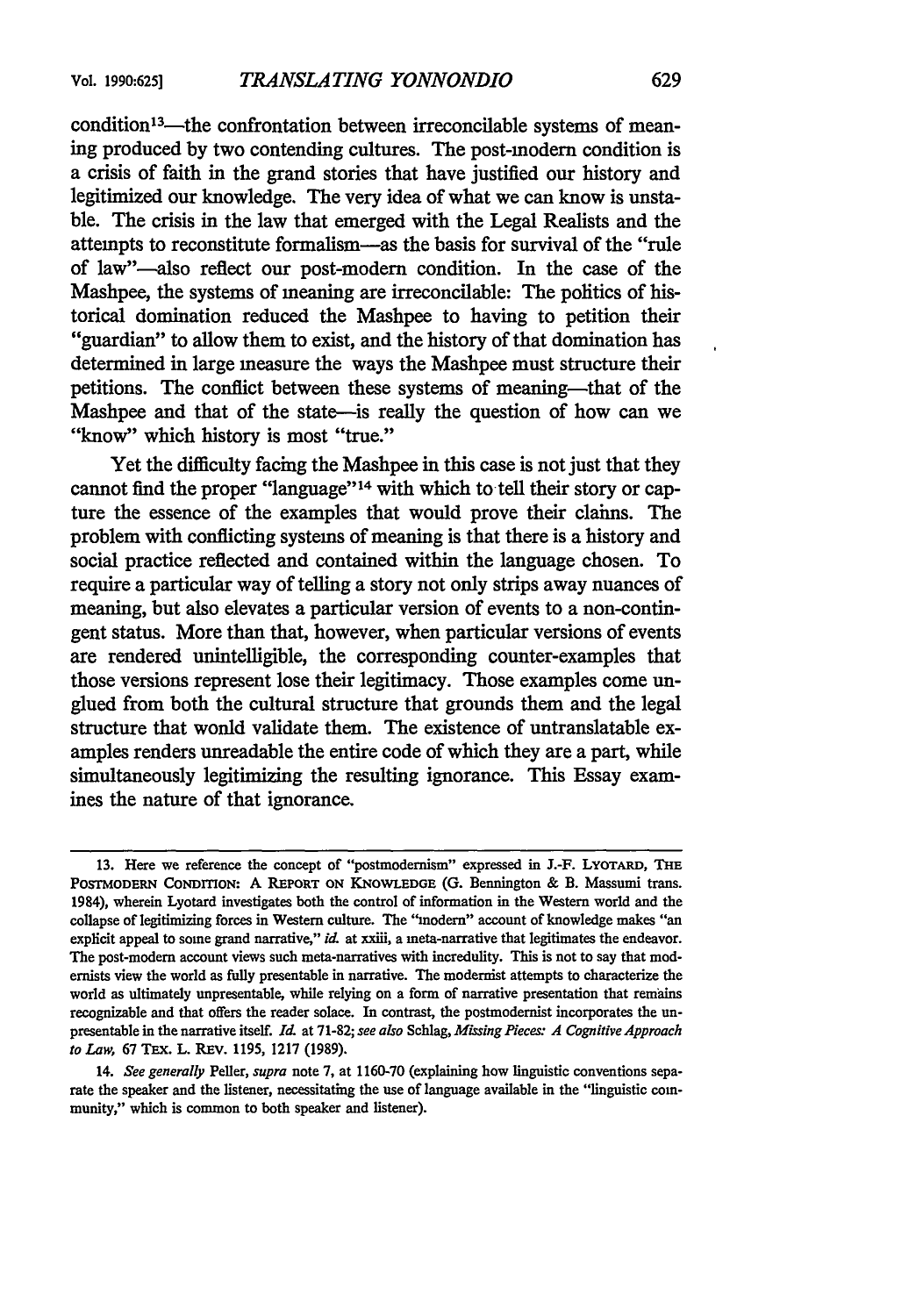condition[13]—the confrontation between irreconcilable systems of meaning produced by two contending cultures. The post-modern condition is a crisis of faith in the grand stories that have justified our history and legitimized our knowledge. The very idea of what we can know is unstable. The crisis in the law that emerged with the Legal Realists and the attempts to reconstitute formalism—as the basis for survival of the "rule of law"—also reflect our post-modern condition. In the case of the Mashpee, the systems of meaning are irreconcilable: The politics of historical domination reduced the Mashpee to having to petition their "guardian" to allow them to exist, and the history of that domination has determined in large measure the ways the Mashpee must structure their petitions. The conflict between these systems of meaning—that of the Mashpee and that of the state—is really the question of how can we "know" which history is most "true."

Yet the difficulty facing the Mashpee in this case is not just that they cannot find the proper "language"[14] with which to tell their story or capture the essence of the examples that would prove their claims. The problem with conflicting systems of meaning is that there is a history and social practice reflected and contained within the language chosen. To require a particular way of telling a story not only strips away nuances of meaning, but also elevates a particular version of events to a non-contingent status. More than that, however, when particular versions of events are rendered unintelligible, the corresponding counter-examples that those versions represent lose their legitimacy. Those examples come unglued from both the cultural structure that grounds them and the legal structure that would validate them. The existence of untranslatable examples renders unreadable the entire code of which they are a part, while simultaneously legitimizing the resulting ignorance. This Essay examines the nature of that ignorance.

---

13. Here we reference the concept of "postmodernism" expressed in J.-F. LYOTARD, THE POSTMODERN CONDITION: A REPORT ON KNOWLEDGE (G. Bennington & B. Massumi trans. 1984), wherein Lyotard investigates both the control of information in the Western world and the collapse of legitimizing forces in Western culture. The "modern" account of knowledge makes "an explicit appeal to some grand narrative," *id.* at xxiii, a meta-narrative that legitimates the endeavor. The post-modern account views such meta-narratives with incredulity. This is not to say that modernists view the world as fully presentable in narrative. The modernist attempts to characterize the world as ultimately unpresentable, while relying on a form of narrative presentation that remains recognizable and that offers the reader solace. In contrast, the postmodernist incorporates the unpresentable in the narrative itself. *Id.* at 71-82; *see also* Schlag, *Missing Pieces: A Cognitive Approach to Law,* 67 TEX. L. REV. 1195, 1217 (1989).

14. *See generally* Peller, *supra* note 7, at 1160-70 (explaining how linguistic conventions separate the speaker and the listener, necessitating the use of language available in the "linguistic community," which is common to both speaker and listener).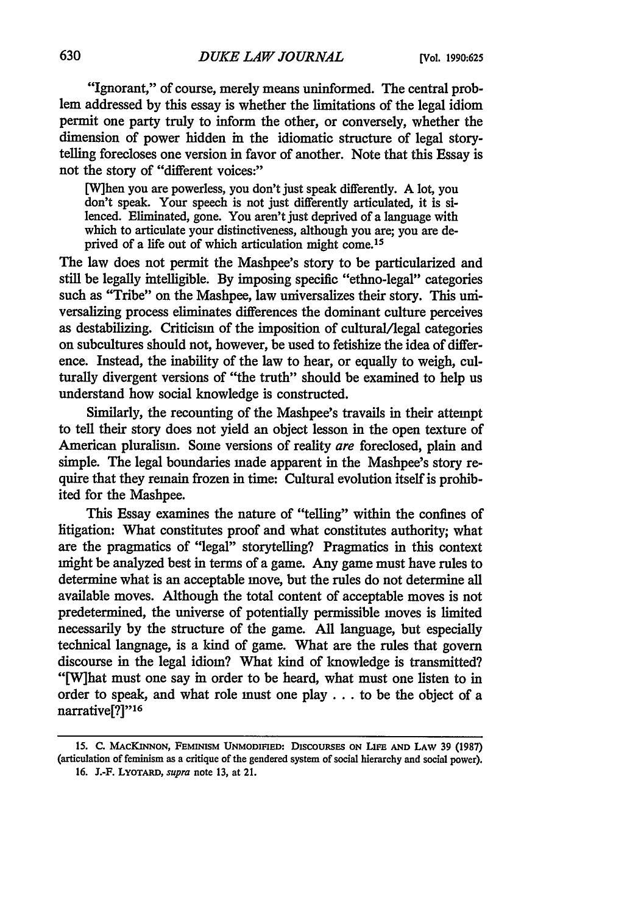"Ignorant," of course, merely means uninformed. The central problem addressed by this essay is whether the limitations of the legal idiom permit one party truly to inform the other, or conversely, whether the dimension of power hidden in the idiomatic structure of legal storytelling forecloses one version in favor of another. Note that this Essay is not the story of "different voices:"

> [W]hen you are powerless, you don't just speak differently. A lot, you don't speak. Your speech is not just differently articulated, it is silenced. Eliminated, gone. You aren't just deprived of a language with which to articulate your distinctiveness, although you are; you are deprived of a life out of which articulation might come.[15]

The law does not permit the Mashpee's story to be particularized and still be legally intelligible. By imposing specific "ethno-legal" categories such as "Tribe" on the Mashpee, law universalizes their story. This universalizing process eliminates differences the dominant culture perceives as destabilizing. Criticism of the imposition of cultural/legal categories on subcultures should not, however, be used to fetishize the idea of difference. Instead, the inability of the law to hear, or equally to weigh, culturally divergent versions of "the truth" should be examined to help us understand how social knowledge is constructed.

Similarly, the recounting of the Mashpee's travails in their attempt to tell their story does not yield an object lesson in the open texture of American pluralism. Some versions of reality *are* foreclosed, plain and simple. The legal boundaries made apparent in the Mashpee's story require that they remain frozen in time: Cultural evolution itself is prohibited for the Mashpee.

This Essay examines the nature of "telling" within the confines of litigation: What constitutes proof and what constitutes authority; what are the pragmatics of "legal" storytelling? Pragmatics in this context might be analyzed best in terms of a game. Any game must have rules to determine what is an acceptable move, but the rules do not determine all available moves. Although the total content of acceptable moves is not predetermined, the universe of potentially permissible moves is limited necessarily by the structure of the game. All language, but especially technical langnage, is a kind of game. What are the rules that govern discourse in the legal idiom? What kind of knowledge is transmitted? "[W]hat must one say in order to be heard, what must one listen to in order to speak, and what role must one play . . . to be the object of a narrative[?]"[16]

---

15. C. MACKINNON, FEMINISM UNMODIFIED: DISCOURSES ON LIFE AND LAW 39 (1987) (articulation of feminism as a critique of the gendered system of social hierarchy and social power).

16. J.-F. LYOTARD, *supra* note 13, at 21.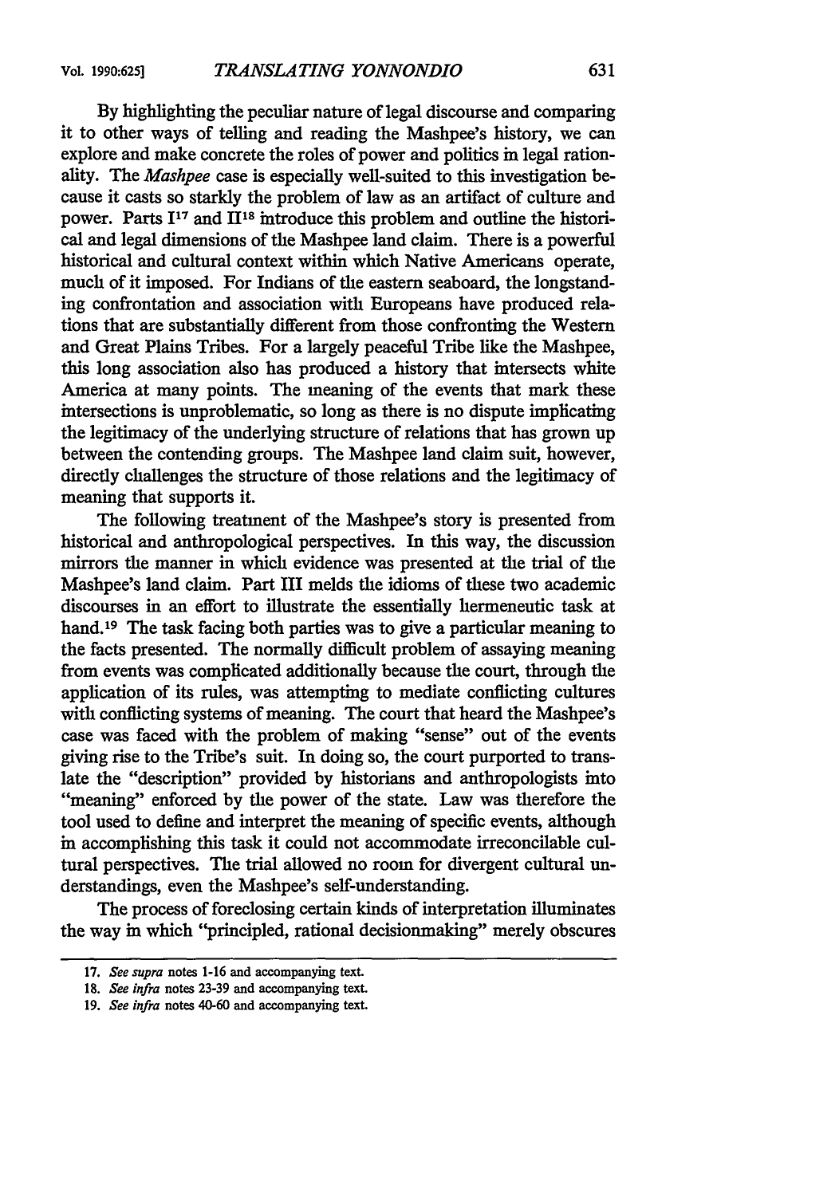By highlighting the peculiar nature of legal discourse and comparing it to other ways of telling and reading the Mashpee's history, we can explore and make concrete the roles of power and politics in legal rationality. The *Mashpee* case is especially well-suited to this investigation because it casts so starkly the problem of law as an artifact of culture and power. Parts I[17] and II[18] introduce this problem and outline the historical and legal dimensions of the Mashpee land claim. There is a powerful historical and cultural context within which Native Americans operate, much of it imposed. For Indians of the eastern seaboard, the longstanding confrontation and association with Europeans have produced relations that are substantially different from those confronting the Western and Great Plains Tribes. For a largely peaceful Tribe like the Mashpee, this long association also has produced a history that intersects white America at many points. The meaning of the events that mark these intersections is unproblematic, so long as there is no dispute implicating the legitimacy of the underlying structure of relations that has grown up between the contending groups. The Mashpee land claim suit, however, directly challenges the structure of those relations and the legitimacy of meaning that supports it.

The following treatment of the Mashpee's story is presented from historical and anthropological perspectives. In this way, the discussion mirrors the manner in which evidence was presented at the trial of the Mashpee's land claim. Part III melds the idioms of these two academic discourses in an effort to illustrate the essentially hermeneutic task at hand.[19] The task facing both parties was to give a particular meaning to the facts presented. The normally difficult problem of assaying meaning from events was complicated additionally because the court, through the application of its rules, was attempting to mediate conflicting cultures with conflicting systems of meaning. The court that heard the Mashpee's case was faced with the problem of making "sense" out of the events giving rise to the Tribe's suit. In doing so, the court purported to translate the "description" provided by historians and anthropologists into "meaning" enforced by the power of the state. Law was therefore the tool used to define and interpret the meaning of specific events, although in accomplishing this task it could not accommodate irreconcilable cultural perspectives. The trial allowed no room for divergent cultural understandings, even the Mashpee's self-understanding.

The process of foreclosing certain kinds of interpretation illuminates the way in which "principled, rational decisionmaking" merely obscures

---

17. *See supra* notes 1-16 and accompanying text.

18. *See infra* notes 23-39 and accompanying text.

19. *See infra* notes 40-60 and accompanying text.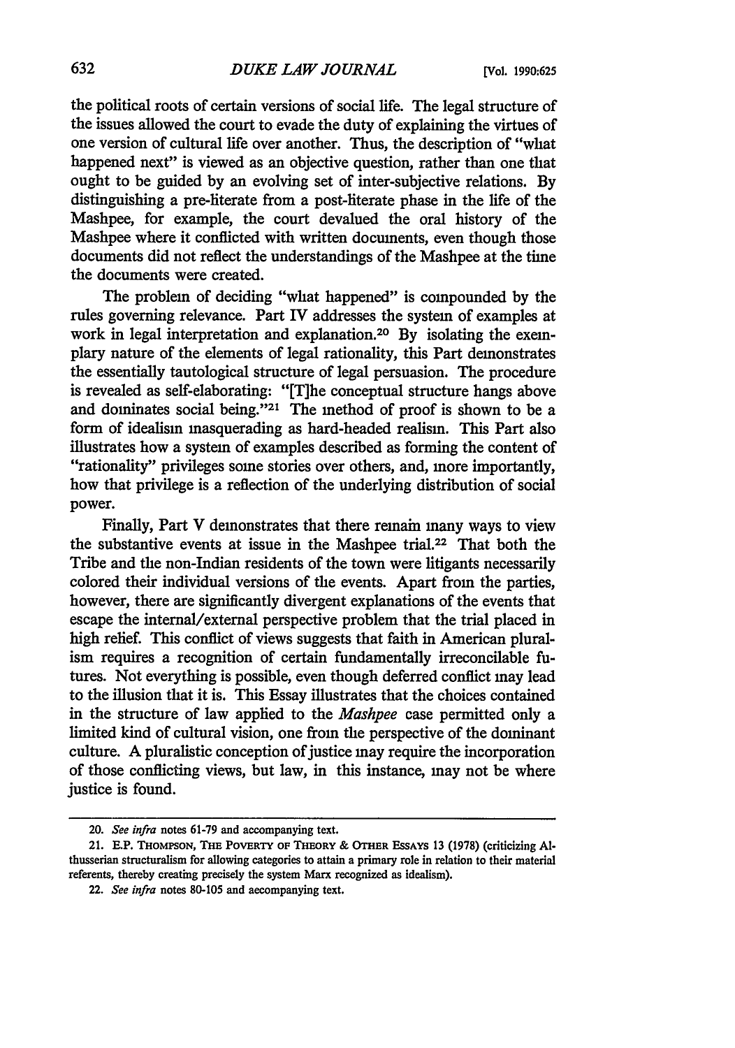the political roots of certain versions of social life. The legal structure of the issues allowed the court to evade the duty of explaining the virtues of one version of cultural life over another. Thus, the description of "what happened next" is viewed as an objective question, rather than one that ought to be guided by an evolving set of inter-subjective relations. By distinguishing a pre-literate from a post-literate phase in the life of the Mashpee, for example, the court devalued the oral history of the Mashpee where it conflicted with written documents, even though those documents did not reflect the understandings of the Mashpee at the time the documents were created.

The problem of deciding "what happened" is compounded by the rules governing relevance. Part IV addresses the system of examples at work in legal interpretation and explanation.[20] By isolating the exemplary nature of the elements of legal rationality, this Part demonstrates the essentially tautological structure of legal persuasion. The procedure is revealed as self-elaborating: "[T]he conceptual structure hangs above and dominates social being."[21] The method of proof is shown to be a form of idealism masquerading as hard-headed realism. This Part also illustrates how a system of examples described as forming the content of "rationality" privileges some stories over others, and, more importantly, how that privilege is a reflection of the underlying distribution of social power.

Finally, Part V demonstrates that there remain many ways to view the substantive events at issue in the Mashpee trial.[22] That both the Tribe and the non-Indian residents of the town were litigants necessarily colored their individual versions of the events. Apart from the parties, however, there are significantly divergent explanations of the events that escape the internal/external perspective problem that the trial placed in high relief. This conflict of views suggests that faith in American pluralism requires a recognition of certain fundamentally irreconcilable futures. Not everything is possible, even though deferred conflict may lead to the illusion that it is. This Essay illustrates that the choices contained in the structure of law applied to the *Mashpee* case permitted only a limited kind of cultural vision, one from the perspective of the dominant culture. A pluralistic conception of justice may require the incorporation of those conflicting views, but law, in this instance, may not be where justice is found.

---

20. *See infra* notes 61-79 and accompanying text.

21. E.P. THOMPSON, THE POVERTY OF THEORY & OTHER ESSAYS 13 (1978) (criticizing Althusserian structuralism for allowing categories to attain a primary role in relation to their material referents, thereby creating precisely the system Marx recognized as idealism).

22. *See infra* notes 80-105 and accompanying text.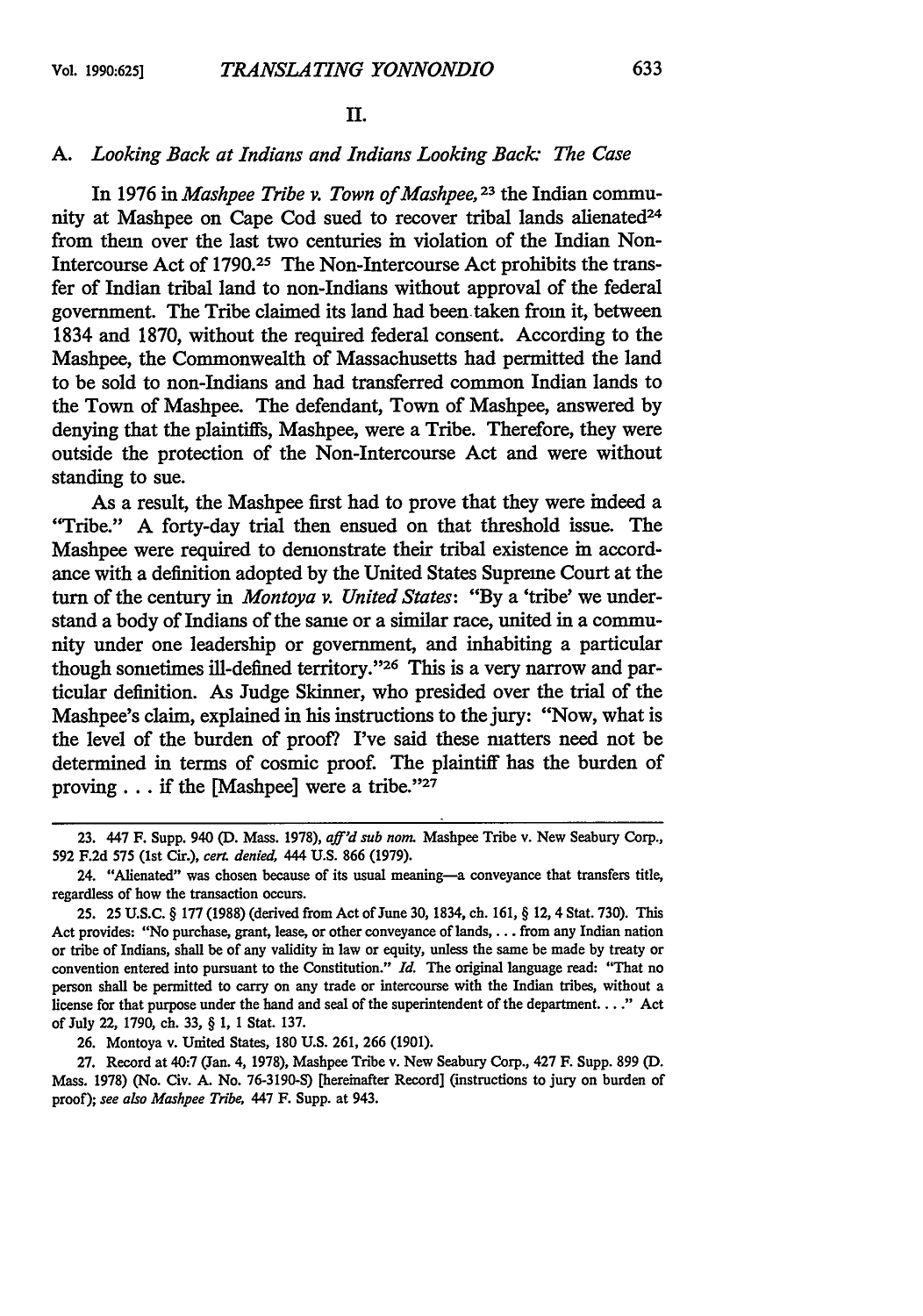## II.

### A. *Looking Back at Indians and Indians Looking Back: The Case*

In 1976 in *Mashpee Tribe v. Town of Mashpee,*[23] the Indian community at Mashpee on Cape Cod sued to recover tribal lands alienated[24] from them over the last two centuries in violation of the Indian Non-Intercourse Act of 1790.[25] The Non-Intercourse Act prohibits the transfer of Indian tribal land to non-Indians without approval of the federal government. The Tribe claimed its land had been taken from it, between 1834 and 1870, without the required federal consent. According to the Mashpee, the Commonwealth of Massachusetts had permitted the land to be sold to non-Indians and had transferred common Indian lands to the Town of Mashpee. The defendant, Town of Mashpee, answered by denying that the plaintiffs, Mashpee, were a Tribe. Therefore, they were outside the protection of the Non-Intercourse Act and were without standing to sue.

As a result, the Mashpee first had to prove that they were indeed a "Tribe." A forty-day trial then ensued on that threshold issue. The Mashpee were required to demonstrate their tribal existence in accordance with a definition adopted by the United States Supreme Court at the turn of the century in *Montoya v. United States*: "By a 'tribe' we understand a body of Indians of the same or a similar race, united in a community under one leadership or government, and inhabiting a particular though sometimes ill-defined territory."[26] This is a very narrow and particular definition. As Judge Skinner, who presided over the trial of the Mashpee's claim, explained in his instructions to the jury: "Now, what is the level of the burden of proof? I've said these matters need not be determined in terms of cosmic proof. The plaintiff has the burden of proving . . . if the [Mashpee] were a tribe."[27]

---

23. 447 F. Supp. 940 (D. Mass. 1978), *aff'd sub nom.* Mashpee Tribe v. New Seabury Corp., 592 F.2d 575 (1st Cir.), *cert. denied,* 444 U.S. 866 (1979).

24. "Alienated" was chosen because of its usual meaning—a conveyance that transfers title, regardless of how the transaction occurs.

25. 25 U.S.C. § 177 (1988) (derived from Act of June 30, 1834, ch. 161, § 12, 4 Stat. 730). This Act provides: "No purchase, grant, lease, or other conveyance of lands, . . . from any Indian nation or tribe of Indians, shall be of any validity in law or equity, unless the same be made by treaty or convention entered into pursuant to the Constitution." *Id.* The original language read: "That no person shall be permitted to carry on any trade or intercourse with the Indian tribes, without a license for that purpose under the hand and seal of the superintendent of the department. . . ." Act of July 22, 1790, ch. 33, § 1, 1 Stat. 137.

26. Montoya v. United States, 180 U.S. 261, 266 (1901).

27. Record at 40:7 (Jan. 4, 1978), Mashpee Tribe v. New Seabury Corp., 427 F. Supp. 899 (D. Mass. 1978) (No. Civ. A. No. 76-3190-S) [hereinafter Record] (instructions to jury on burden of proof); *see also Mashpee Tribe,* 447 F. Supp. at 943.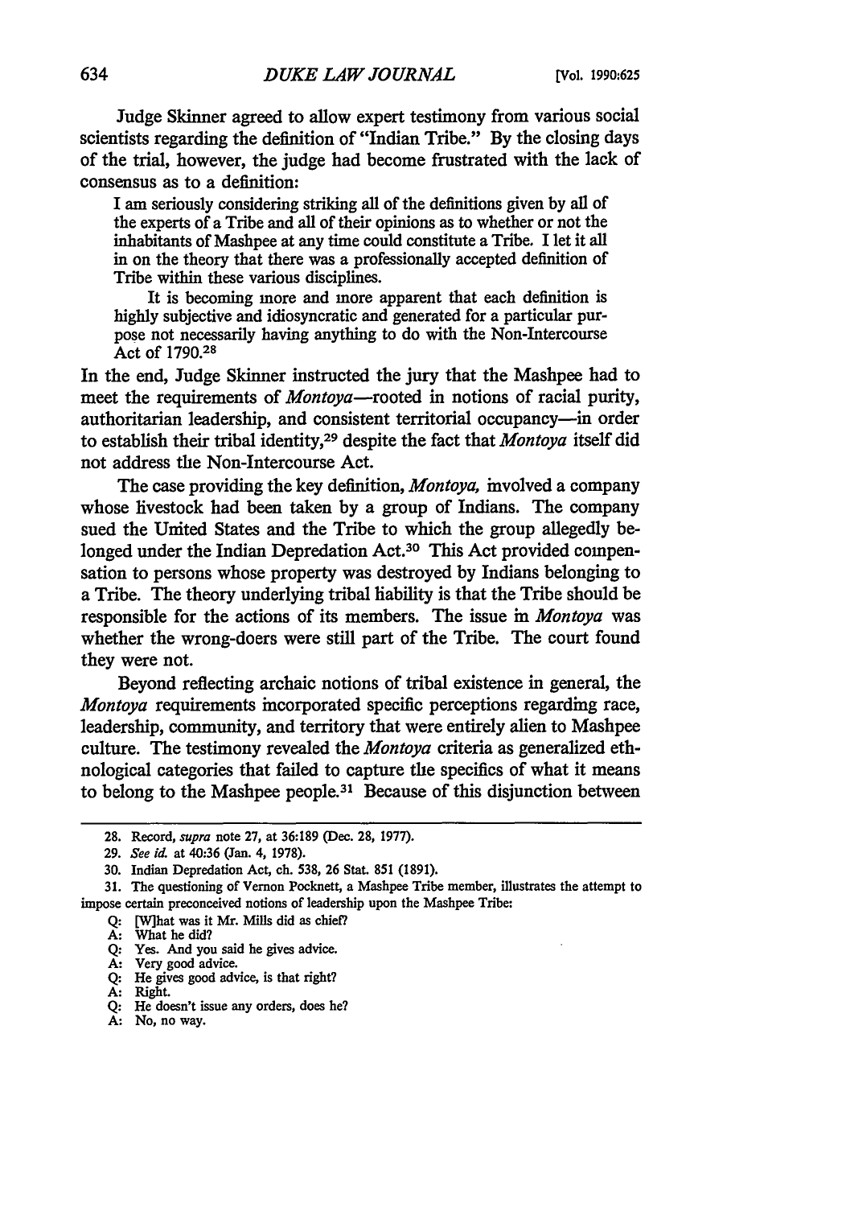Judge Skinner agreed to allow expert testimony from various social scientists regarding the definition of "Indian Tribe." By the closing days of the trial, however, the judge had become frustrated with the lack of consensus as to a definition:

> I am seriously considering striking all of the definitions given by all of the experts of a Tribe and all of their opinions as to whether or not the inhabitants of Mashpee at any time could constitute a Tribe. I let it all in on the theory that there was a professionally accepted definition of Tribe within these various disciplines.
>
> It is becoming more and more apparent that each definition is highly subjective and idiosyncratic and generated for a particular purpose not necessarily having anything to do with the Non-Intercourse Act of 1790.[28]

In the end, Judge Skinner instructed the jury that the Mashpee had to meet the requirements of *Montoya*—rooted in notions of racial purity, authoritarian leadership, and consistent territorial occupancy—in order to establish their tribal identity,[29] despite the fact that *Montoya* itself did not address the Non-Intercourse Act.

The case providing the key definition, *Montoya,* involved a company whose livestock had been taken by a group of Indians. The company sued the United States and the Tribe to which the group allegedly belonged under the Indian Depredation Act.[30] This Act provided compensation to persons whose property was destroyed by Indians belonging to a Tribe. The theory underlying tribal liability is that the Tribe should be responsible for the actions of its members. The issue in *Montoya* was whether the wrong-doers were still part of the Tribe. The court found they were not.

Beyond reflecting archaic notions of tribal existence in general, the *Montoya* requirements incorporated specific perceptions regarding race, leadership, community, and territory that were entirely alien to Mashpee culture. The testimony revealed the *Montoya* criteria as generalized ethnological categories that failed to capture the specifics of what it means to belong to the Mashpee people.[31] Because of this disjunction between

---

28. Record, *supra* note 27, at 36:189 (Dec. 28, 1977).

29. *See id.* at 40:36 (Jan. 4, 1978).

30. Indian Depredation Act, ch. 538, 26 Stat. 851 (1891).

31. The questioning of Vernon Pocknett, a Mashpee Tribe member, illustrates the attempt to impose certain preconceived notions of leadership upon the Mashpee Tribe:

Q: [W]hat was it Mr. Mills did as chief?
A: What he did?
Q: Yes. And you said he gives advice.
A: Very good advice.
Q: He gives good advice, is that right?
A: Right.
Q: He doesn't issue any orders, does he?
A: No, no way.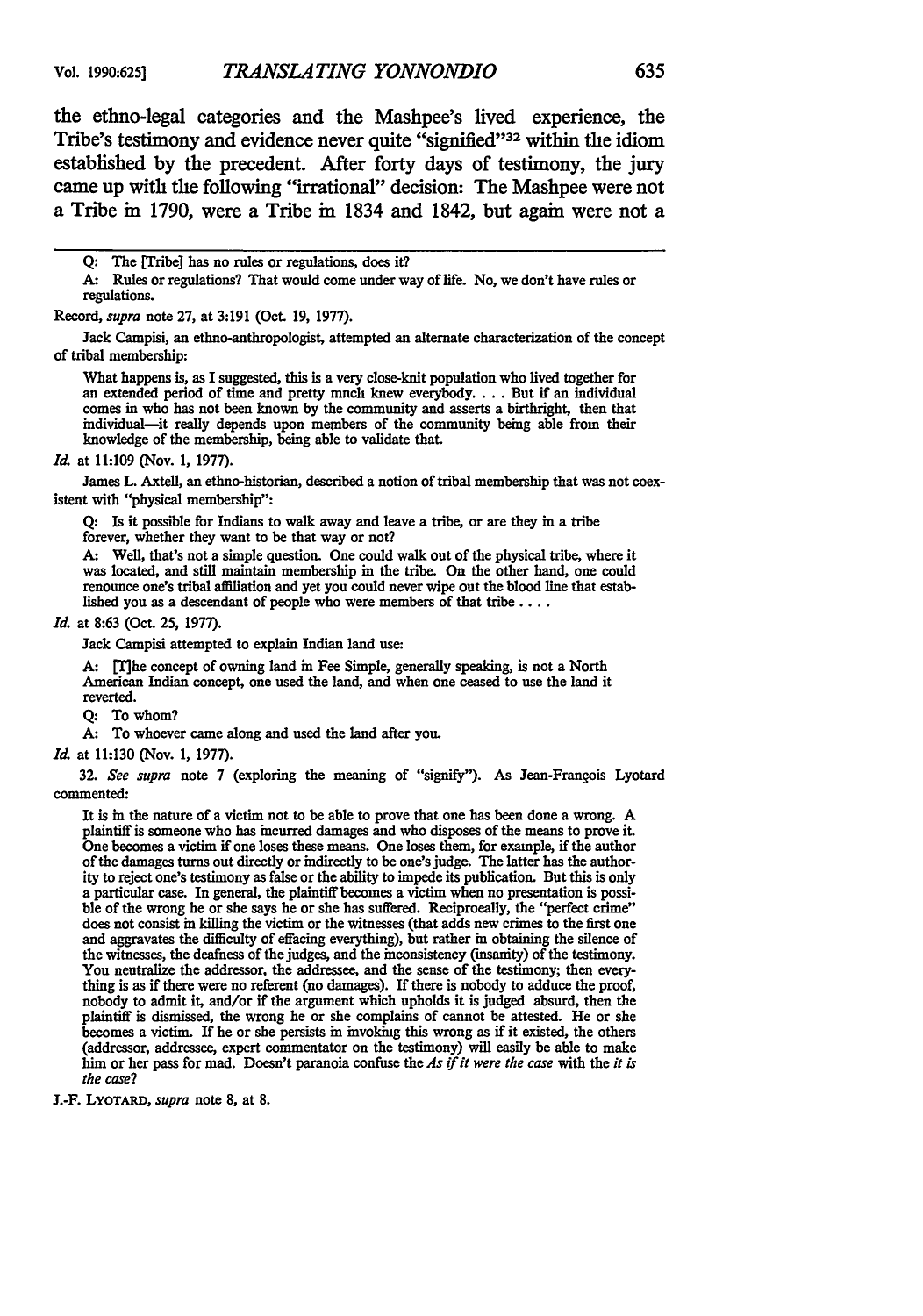the ethno-legal categories and the Mashpee's lived experience, the Tribe's testimony and evidence never quite "signified"[32] within the idiom established by the precedent. After forty days of testimony, the jury came up with the following "irrational" decision: The Mashpee were not a Tribe in 1790, were a Tribe in 1834 and 1842, but again were not a

---

Q: The [Tribe] has no rules or regulations, does it?

A: Rules or regulations? That would come under way of life. No, we don't have rules or regulations.

Record, *supra* note 27, at 3:191 (Oct. 19, 1977).

Jack Campisi, an ethno-anthropologist, attempted an alternate characterization of the concept of tribal membership:

> What happens is, as I suggested, this is a very close-knit population who lived together for an extended period of time and pretty much knew everybody. . . . But if an individual comes in who has not been known by the community and asserts a birthright, then that individual—it really depends upon members of the community being able from their knowledge of the membership, being able to validate that.

*Id.* at 11:109 (Nov. 1, 1977).

James L. Axtell, an ethno-historian, described a notion of tribal membership that was not coexistent with "physical membership":

> Q: Is it possible for Indians to walk away and leave a tribe, or are they in a tribe forever, whether they want to be that way or not?
>
> A: Well, that's not a simple question. One could walk out of the physical tribe, where it was located, and still maintain membership in the tribe. On the other hand, one could renounce one's tribal affiliation and yet you could never wipe out the blood line that established you as a descendant of people who were members of that tribe . . . .

*Id.* at 8:63 (Oct. 25, 1977).

Jack Campisi attempted to explain Indian land use:

> A: [T]he concept of owning land in Fee Simple, generally speaking, is not a North American Indian concept, one used the land, and when one ceased to use the land it reverted.
>
> Q: To whom?
>
> A: To whoever came along and used the land after you.

*Id.* at 11:130 (Nov. 1, 1977).

32. *See supra* note 7 (exploring the meaning of "signify"). As Jean-François Lyotard commented:

> It is in the nature of a victim not to be able to prove that one has been done a wrong. A plaintiff is someone who has incurred damages and who disposes of the means to prove it. One becomes a victim if one loses these means. One loses them, for example, if the author of the damages turns out directly or indirectly to be one's judge. The latter has the authority to reject one's testimony as false or the ability to impede its publication. But this is only a particular case. In general, the plaintiff becomes a victim when no presentation is possible of the wrong he or she says he or she has suffered. Reciprocally, the "perfect crime" does not consist in killing the victim or the witnesses (that adds new crimes to the first one and aggravates the difficulty of effacing everything), but rather in obtaining the silence of the witnesses, the deafness of the judges, and the inconsistency (insanity) of the testimony. You neutralize the addressor, the addressee, and the sense of the testimony; then everything is as if there were no referent (no damages). If there is nobody to adduce the proof, nobody to admit it, and/or if the argument which upholds it is judged absurd, then the plaintiff is dismissed, the wrong he or she complains of cannot be attested. He or she becomes a victim. If he or she persists in invoking this wrong as if it existed, the others (addressor, addressee, expert commentator on the testimony) will easily be able to make him or her pass for mad. Doesn't paranoia confuse the *As if it were the case* with the *it is the case*?

J.-F. LYOTARD, *supra* note 8, at 8.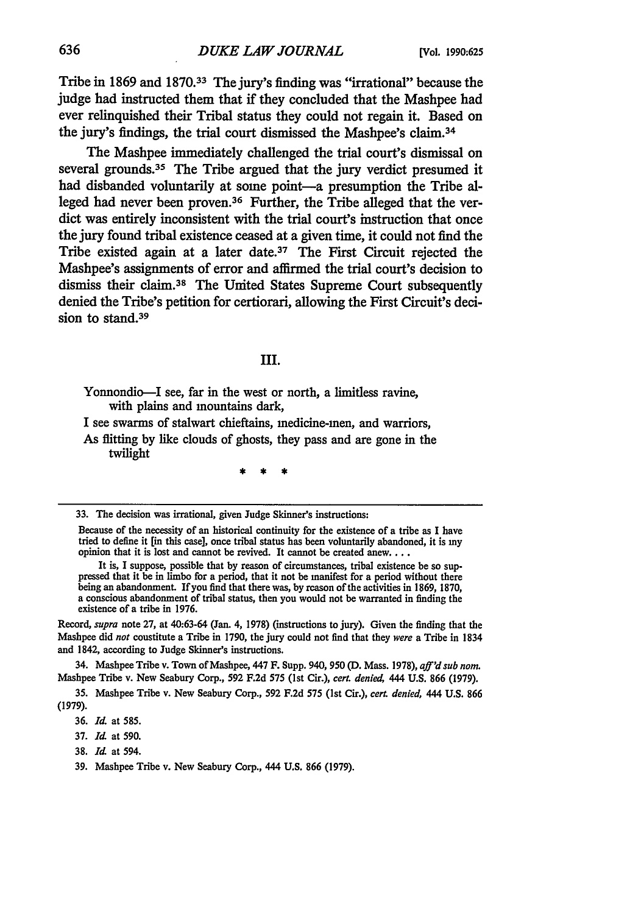Tribe in 1869 and 1870.[33] The jury's finding was "irrational" because the judge had instructed them that if they concluded that the Mashpee had ever relinquished their Tribal status they could not regain it. Based on the jury's findings, the trial court dismissed the Mashpee's claim.[34]

The Mashpee immediately challenged the trial court's dismissal on several grounds.[35] The Tribe argued that the jury verdict presumed it had disbanded voluntarily at some point—a presumption the Tribe alleged had never been proven.[36] Further, the Tribe alleged that the verdict was entirely inconsistent with the trial court's instruction that once the jury found tribal existence ceased at a given time, it could not find the Tribe existed again at a later date.[37] The First Circuit rejected the Mashpee's assignments of error and affirmed the trial court's decision to dismiss their claim.[38] The United States Supreme Court subsequently denied the Tribe's petition for certiorari, allowing the First Circuit's decision to stand.[39]

## III.

> Yonnondio—I see, far in the west or north, a limitless ravine, with plains and mountains dark,
> I see swarms of stalwart chieftains, medicine-men, and warriors,
> As flitting by like clouds of ghosts, they pass and are gone in the twilight
>
> \* \* \*

---

33. The decision was irrational, given Judge Skinner's instructions:

> Because of the necessity of an historical continuity for the existence of a tribe as I have tried to define it [in this case], once tribal status has been voluntarily abandoned, it is my opinion that it is lost and cannot be revived. It cannot be created anew. . . .
>
> It is, I suppose, possible that by reason of circumstances, tribal existence be so suppressed that it be in limbo for a period, that it not be manifest for a period without there being an abandonment. If you find that there was, by reason of the activities in 1869, 1870, a conscious abandonment of tribal status, then you would not be warranted in finding the existence of a tribe in 1976.

Record, *supra* note 27, at 40:63-64 (Jan. 4, 1978) (instructions to jury). Given the finding that the Mashpee did *not* constitute a Tribe in 1790, the jury could not find that they *were* a Tribe in 1834 and 1842, according to Judge Skinner's instructions.

34. Mashpee Tribe v. Town of Mashpee, 447 F. Supp. 940, 950 (D. Mass. 1978), *aff'd sub nom.* Mashpee Tribe v. New Seabury Corp., 592 F.2d 575 (1st Cir.), *cert. denied*, 444 U.S. 866 (1979).

35. Mashpee Tribe v. New Seabury Corp., 592 F.2d 575 (1st Cir.), *cert. denied*, 444 U.S. 866 (1979).

36. *Id.* at 585.

37. *Id.* at 590.

38. *Id.* at 594.

39. Mashpee Tribe v. New Seabury Corp., 444 U.S. 866 (1979).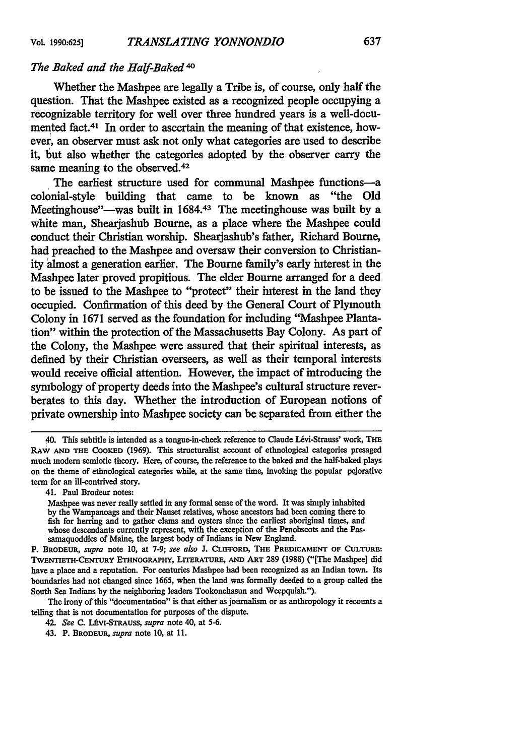### *The Baked and the Half-Baked*[40]

Whether the Mashpee are legally a Tribe is, of course, only half the question. That the Mashpee existed as a recognized people occupying a recognizable territory for well over three hundred years is a well-documented fact.[41] In order to ascertain the meaning of that existence, however, an observer must ask not only what categories are used to describe it, but also whether the categories adopted by the observer carry the same meaning to the observed.[42]

The earliest structure used for communal Mashpee functions—a colonial-style building that came to be known as "the Old Meetinghouse"—was built in 1684.[43] The meetinghouse was built by a white man, Shearjashub Bourne, as a place where the Mashpee could conduct their Christian worship. Shearjashub's father, Richard Bourne, had preached to the Mashpee and oversaw their conversion to Christianity almost a generation earlier. The Bourne family's early interest in the Mashpee later proved propitious. The elder Bourne arranged for a deed to be issued to the Mashpee to "protect" their interest in the land they occupied. Confirmation of this deed by the General Court of Plymouth Colony in 1671 served as the foundation for including "Mashpee Plantation" within the protection of the Massachusetts Bay Colony. As part of the Colony, the Mashpee were assured that their spiritual interests, as defined by their Christian overseers, as well as their temporal interests would receive official attention. However, the impact of introducing the symbology of property deeds into the Mashpee's cultural structure reverberates to this day. Whether the introduction of European notions of private ownership into Mashpee society can be separated from either the

---

40. This subtitle is intended as a tongue-in-cheek reference to Claude Lévi-Strauss' work, THE RAW AND THE COOKED (1969). This structuralist account of ethnological categories presaged much modern semiotic theory. Here, of course, the reference to the baked and the half-baked plays on the theme of ethnological categories while, at the same time, invoking the popular pejorative term for an ill-contrived story.

41. Paul Brodeur notes:

> Mashpee was never really settled in any formal sense of the word. It was simply inhabited by the Wampanoags and their Nauset relatives, whose ancestors had been coming there to fish for herring and to gather clams and oysters since the earliest aboriginal times, and whose descendants currently represent, with the exception of the Penobscots and the Passamaquoddies of Maine, the largest body of Indians in New England.

P. BRODEUR, *supra* note 10, at 7-9; *see also* J. CLIFFORD, THE PREDICAMENT OF CULTURE: TWENTIETH-CENTURY ETHNOGRAPHY, LITERATURE, AND ART 289 (1988) ("[The Mashpee] did have a place and a reputation. For centuries Mashpee had been recognized as an Indian town. Its boundaries had not changed since 1665, when the land was formally deeded to a group called the South Sea Indians by the neighboring leaders Tookonchasun and Weepquish.").

The irony of this "documentation" is that either as journalism or as anthropology it recounts a telling that is not documentation for purposes of the dispute.

42. *See* C. LÉVI-STRAUSS, *supra* note 40, at 5-6.

43. P. BRODEUR, *supra* note 10, at 11.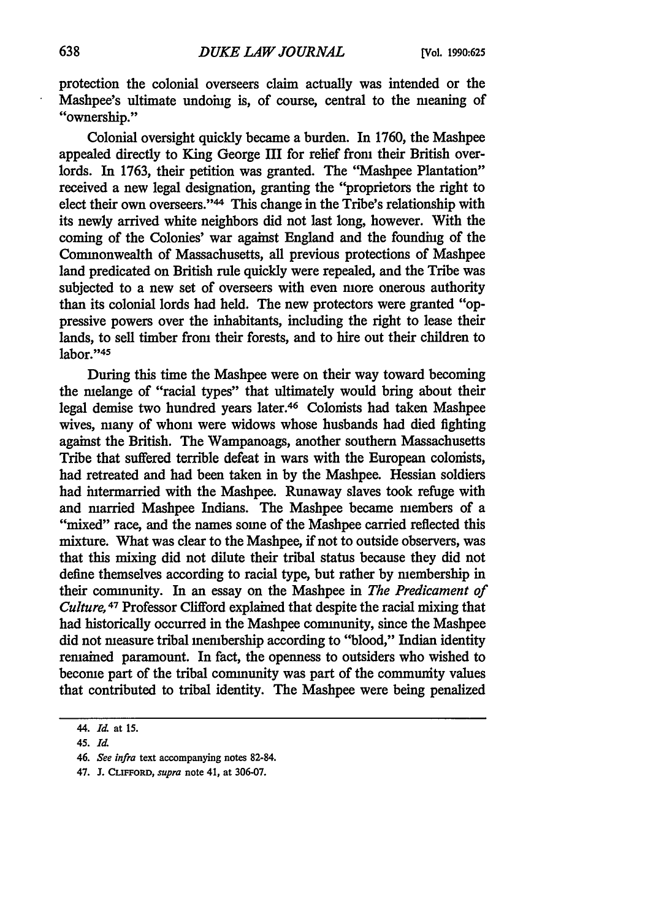protection the colonial overseers claim actually was intended or the Mashpee's ultimate undoing is, of course, central to the meaning of "ownership."

Colonial oversight quickly became a burden. In 1760, the Mashpee appealed directly to King George III for relief from their British overlords. In 1763, their petition was granted. The "Mashpee Plantation" received a new legal designation, granting the "proprietors the right to elect their own overseers."[44] This change in the Tribe's relationship with its newly arrived white neighbors did not last long, however. With the coming of the Colonies' war against England and the founding of the Commonwealth of Massachusetts, all previous protections of Mashpee land predicated on British rule quickly were repealed, and the Tribe was subjected to a new set of overseers with even more onerous authority than its colonial lords had held. The new protectors were granted "oppressive powers over the inhabitants, including the right to lease their lands, to sell timber from their forests, and to hire out their children to labor."[45]

During this time the Mashpee were on their way toward becoming the melange of "racial types" that ultimately would bring about their legal demise two hundred years later.[46] Colonists had taken Mashpee wives, many of whom were widows whose husbands had died fighting against the British. The Wampanoags, another southern Massachusetts Tribe that suffered terrible defeat in wars with the European colonists, had retreated and had been taken in by the Mashpee. Hessian soldiers had intermarried with the Mashpee. Runaway slaves took refuge with and married Mashpee Indians. The Mashpee became members of a "mixed" race, and the names some of the Mashpee carried reflected this mixture. What was clear to the Mashpee, if not to outside observers, was that this mixing did not dilute their tribal status because they did not define themselves according to racial type, but rather by membership in their community. In an essay on the Mashpee in *The Predicament of Culture*,[47] Professor Clifford explained that despite the racial mixing that had historically occurred in the Mashpee community, since the Mashpee did not measure tribal membership according to "blood," Indian identity remained paramount. In fact, the openness to outsiders who wished to become part of the tribal community was part of the community values that contributed to tribal identity. The Mashpee were being penalized

---

44. *Id.* at 15.

45. *Id.*

46. *See infra* text accompanying notes 82-84.

47. J. CLIFFORD, *supra* note 41, at 306-07.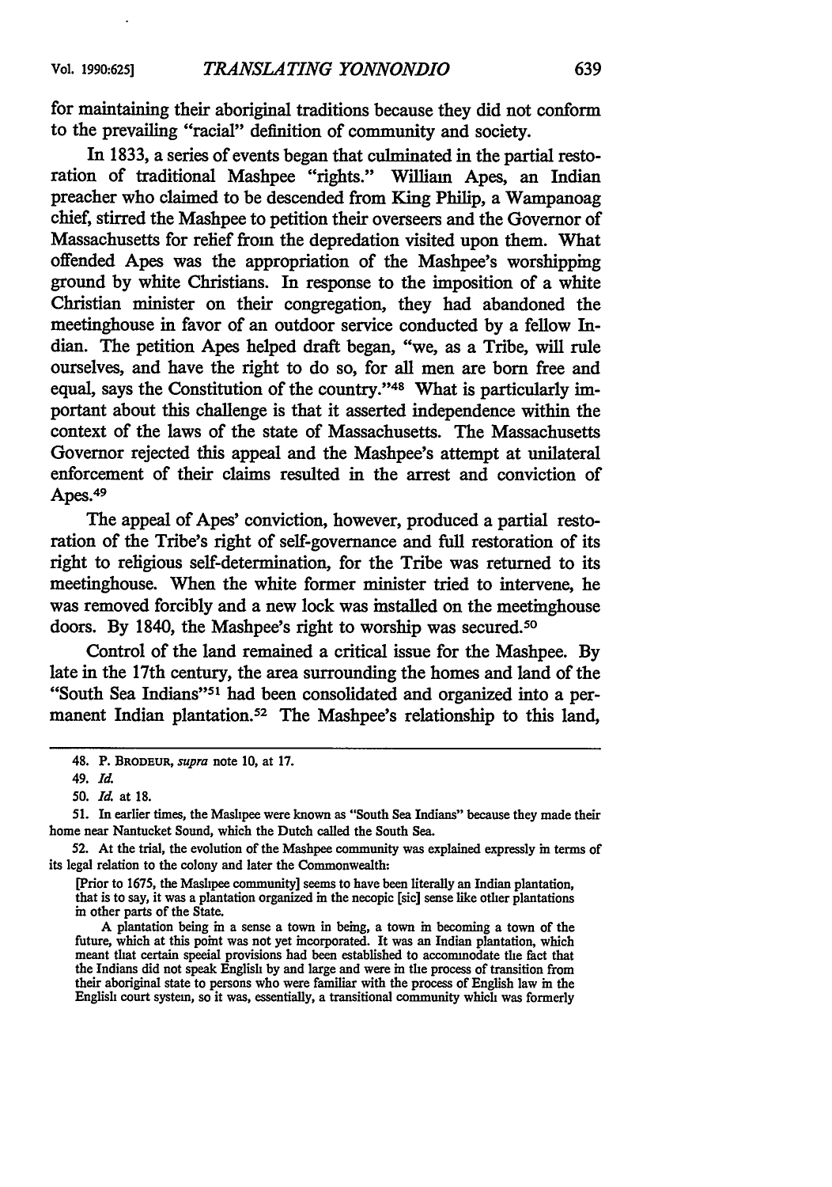for maintaining their aboriginal traditions because they did not conform to the prevailing "racial" definition of community and society.

In 1833, a series of events began that culminated in the partial restoration of traditional Mashpee "rights." William Apes, an Indian preacher who claimed to be descended from King Philip, a Wampanoag chief, stirred the Mashpee to petition their overseers and the Governor of Massachusetts for relief from the depredation visited upon them. What offended Apes was the appropriation of the Mashpee's worshipping ground by white Christians. In response to the imposition of a white Christian minister on their congregation, they had abandoned the meetinghouse in favor of an outdoor service conducted by a fellow Indian. The petition Apes helped draft began, "we, as a Tribe, will rule ourselves, and have the right to do so, for all men are born free and equal, says the Constitution of the country."[48] What is particularly important about this challenge is that it asserted independence within the context of the laws of the state of Massachusetts. The Massachusetts Governor rejected this appeal and the Mashpee's attempt at unilateral enforcement of their claims resulted in the arrest and conviction of Apes.[49]

The appeal of Apes' conviction, however, produced a partial restoration of the Tribe's right of self-governance and full restoration of its right to religious self-determination, for the Tribe was returned to its meetinghouse. When the white former minister tried to intervene, he was removed forcibly and a new lock was installed on the meetinghouse doors. By 1840, the Mashpee's right to worship was secured.[50]

Control of the land remained a critical issue for the Mashpee. By late in the 17th century, the area surrounding the homes and land of the "South Sea Indians"[51] had been consolidated and organized into a permanent Indian plantation.[52] The Mashpee's relationship to this land,

---

48. P. BRODEUR, *supra* note 10, at 17.

49. *Id.*

50. *Id.* at 18.

51. In earlier times, the Mashpee were known as "South Sea Indians" because they made their home near Nantucket Sound, which the Dutch called the South Sea.

52. At the trial, the evolution of the Mashpee community was explained expressly in terms of its legal relation to the colony and later the Commonwealth:

> [Prior to 1675, the Mashpee community] seems to have been literally an Indian plantation, that is to say, it was a plantation organized in the necopic [sic] sense like other plantations in other parts of the State.
>
> A plantation being in a sense a town in being, a town in becoming a town of the future, which at this point was not yet incorporated. It was an Indian plantation, which meant that certain special provisions had been established to accommodate the fact that the Indians did not speak English by and large and were in the process of transition from their aboriginal state to persons who were familiar with the process of English law in the English court system, so it was, essentially, a transitional community which was formerly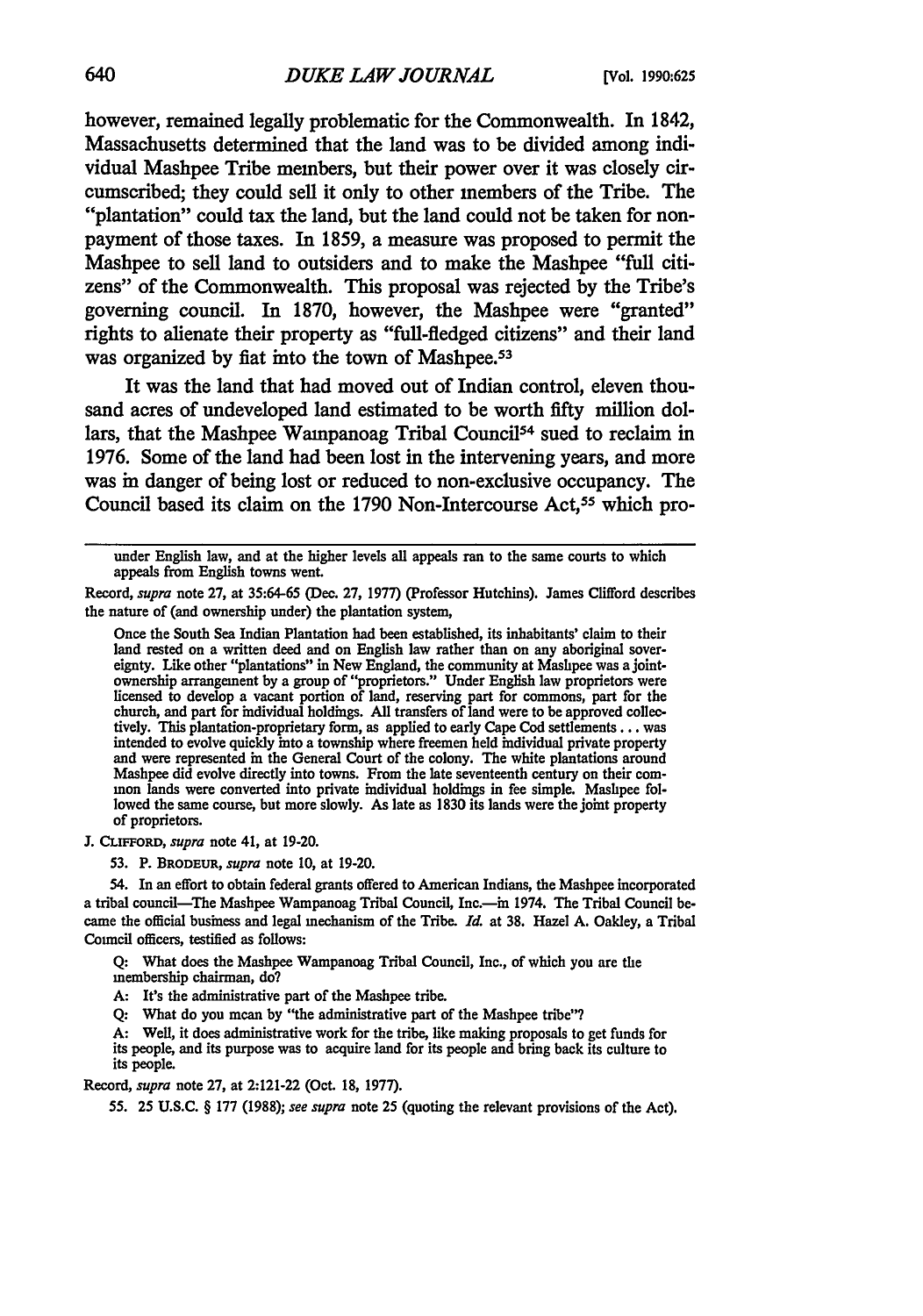however, remained legally problematic for the Commonwealth. In 1842, Massachusetts determined that the land was to be divided among individual Mashpee Tribe members, but their power over it was closely circumscribed; they could sell it only to other members of the Tribe. The "plantation" could tax the land, but the land could not be taken for nonpayment of those taxes. In 1859, a measure was proposed to permit the Mashpee to sell land to outsiders and to make the Mashpee "full citizens" of the Commonwealth. This proposal was rejected by the Tribe's governing council. In 1870, however, the Mashpee were "granted" rights to alienate their property as "full-fledged citizens" and their land was organized by fiat into the town of Mashpee.[53]

It was the land that had moved out of Indian control, eleven thousand acres of undeveloped land estimated to be worth fifty million dollars, that the Mashpee Wampanoag Tribal Council[54] sued to reclaim in 1976. Some of the land had been lost in the intervening years, and more was in danger of being lost or reduced to non-exclusive occupancy. The Council based its claim on the 1790 Non-Intercourse Act,[55] which pro-

---

under English law, and at the higher levels all appeals ran to the same courts to which appeals from English towns went.

Record, *supra* note 27, at 35:64-65 (Dec. 27, 1977) (Professor Hutchins). James Clifford describes the nature of (and ownership under) the plantation system,

> Once the South Sea Indian Plantation had been established, its inhabitants' claim to their land rested on a written deed and on English law rather than on any aboriginal sovereignty. Like other "plantations" in New England, the community at Mashpee was a joint-ownership arrangement by a group of "proprietors." Under English law proprietors were licensed to develop a vacant portion of land, reserving part for commons, part for the church, and part for individual holdings. All transfers of land were to be approved collectively. This plantation-proprietary form, as applied to early Cape Cod settlements . . . was intended to evolve quickly into a township where freemen held individual private property and were represented in the General Court of the colony. The white plantations around Mashpee did evolve directly into towns. From the late seventeenth century on their common lands were converted into private individual holdings in fee simple. Mashpee followed the same course, but more slowly. As late as 1830 its lands were the joint property of proprietors.

J. CLIFFORD, *supra* note 41, at 19-20.

53. P. BRODEUR, *supra* note 10, at 19-20.

54. In an effort to obtain federal grants offered to American Indians, the Mashpee incorporated a tribal council—The Mashpee Wampanoag Tribal Council, Inc.—in 1974. The Tribal Council became the official business and legal mechanism of the Tribe. *Id.* at 38. Hazel A. Oakley, a Tribal Council officers, testified as follows:

> Q: What does the Mashpee Wampanoag Tribal Council, Inc., of which you are the membership chairman, do?
>
> A: It's the administrative part of the Mashpee tribe.
>
> Q: What do you mean by "the administrative part of the Mashpee tribe"?
>
> A: Well, it does administrative work for the tribe, like making proposals to get funds for its people, and its purpose was to acquire land for its people and bring back its culture to its people.

Record, *supra* note 27, at 2:121-22 (Oct. 18, 1977).

55. 25 U.S.C. § 177 (1988); *see supra* note 25 (quoting the relevant provisions of the Act).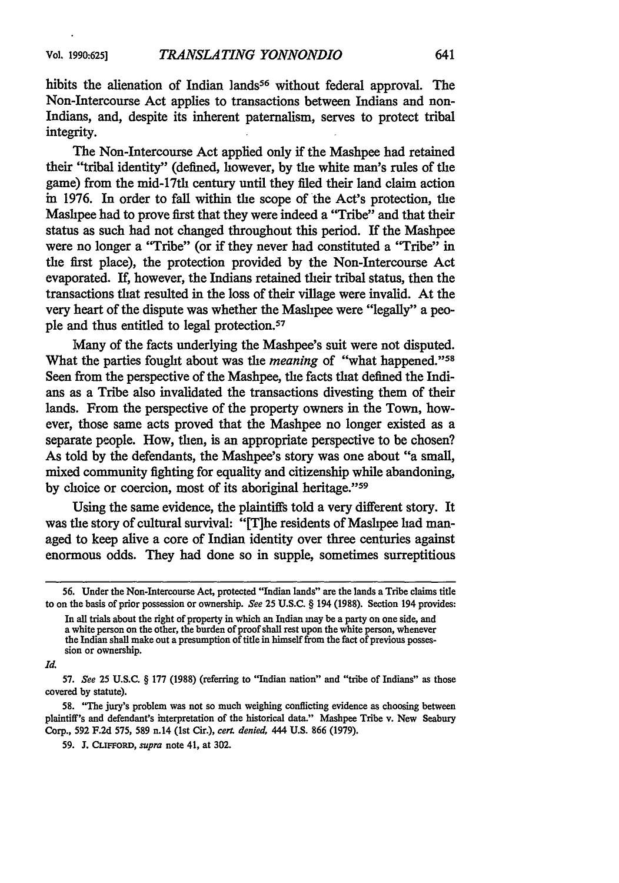hibits the alienation of Indian lands[56] without federal approval. The Non-Intercourse Act applies to transactions between Indians and non-Indians, and, despite its inherent paternalism, serves to protect tribal integrity.

The Non-Intercourse Act applied only if the Mashpee had retained their "tribal identity" (defined, however, by the white man's rules of the game) from the mid-17th century until they filed their land claim action in 1976. In order to fall within the scope of the Act's protection, the Mashpee had to prove first that they were indeed a "Tribe" and that their status as such had not changed throughout this period. If the Mashpee were no longer a "Tribe" (or if they never had constituted a "Tribe" in the first place), the protection provided by the Non-Intercourse Act evaporated. If, however, the Indians retained their tribal status, then the transactions that resulted in the loss of their village were invalid. At the very heart of the dispute was whether the Mashpee were "legally" a people and thus entitled to legal protection.[57]

Many of the facts underlying the Mashpee's suit were not disputed. What the parties fought about was the *meaning* of "what happened."[58] Seen from the perspective of the Mashpee, the facts that defined the Indians as a Tribe also invalidated the transactions divesting them of their lands. From the perspective of the property owners in the Town, however, those same acts proved that the Mashpee no longer existed as a separate people. How, then, is an appropriate perspective to be chosen? As told by the defendants, the Mashpee's story was one about "a small, mixed community fighting for equality and citizenship while abandoning, by choice or coercion, most of its aboriginal heritage."[59]

Using the same evidence, the plaintiffs told a very different story. It was the story of cultural survival: "[T]he residents of Mashpee had managed to keep alive a core of Indian identity over three centuries against enormous odds. They had done so in supple, sometimes surreptitious

---

56. Under the Non-Intercourse Act, protected "Indian lands" are the lands a Tribe claims title to on the basis of prior possession or ownership. *See* 25 U.S.C. § 194 (1988). Section 194 provides:

> In all trials about the right of property in which an Indian may be a party on one side, and a white person on the other, the burden of proof shall rest upon the white person, whenever the Indian shall make out a presumption of title in himself from the fact of previous possession or ownership.

*Id.*

57. *See* 25 U.S.C. § 177 (1988) (referring to "Indian nation" and "tribe of Indians" as those covered by statute).

58. "The jury's problem was not so much weighing conflicting evidence as choosing between plaintiff's and defendant's interpretation of the historical data." Mashpee Tribe v. New Seabury Corp., 592 F.2d 575, 589 n.14 (1st Cir.), *cert. denied*, 444 U.S. 866 (1979).

59. J. CLIFFORD, *supra* note 41, at 302.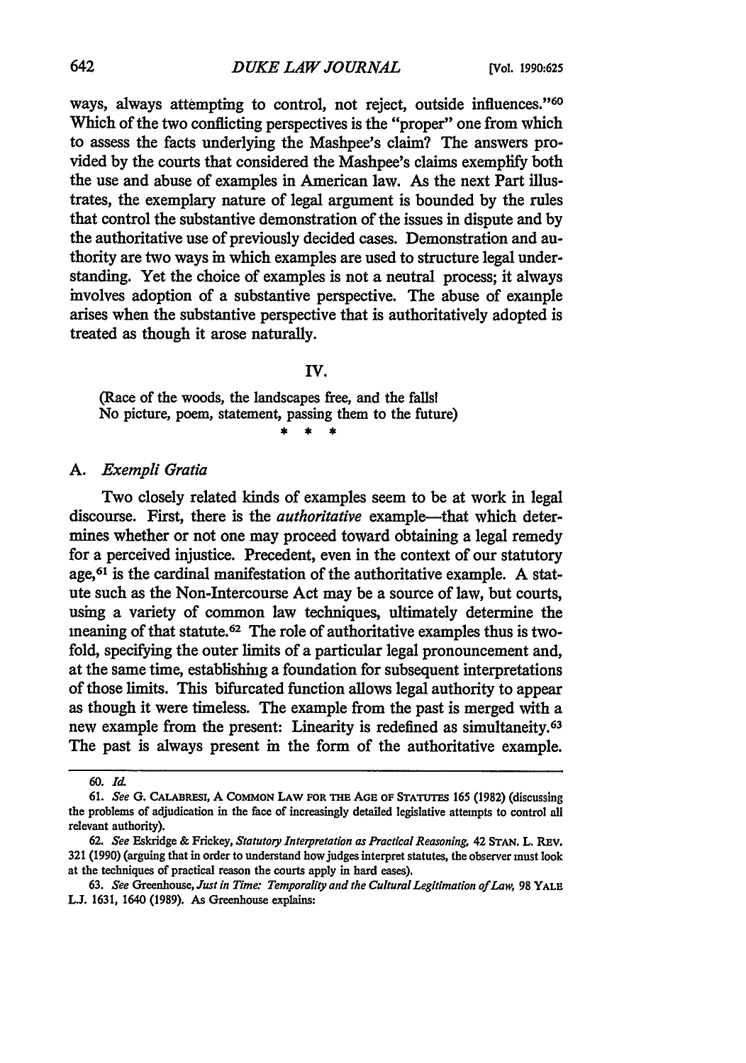ways, always attempting to control, not reject, outside influences."[60] Which of the two conflicting perspectives is the "proper" one from which to assess the facts underlying the Mashpee's claim? The answers provided by the courts that considered the Mashpee's claims exemplify both the use and abuse of examples in American law. As the next Part illustrates, the exemplary nature of legal argument is bounded by the rules that control the substantive demonstration of the issues in dispute and by the authoritative use of previously decided cases. Demonstration and authority are two ways in which examples are used to structure legal understanding. Yet the choice of examples is not a neutral process; it always involves adoption of a substantive perspective. The abuse of example arises when the substantive perspective that is authoritatively adopted is treated as though it arose naturally.

## IV.

(Race of the woods, the landscapes free, and the falls!
No picture, poem, statement, passing them to the future)

\* \* \*

### A. *Exempli Gratia*

Two closely related kinds of examples seem to be at work in legal discourse. First, there is the *authoritative* example—that which determines whether or not one may proceed toward obtaining a legal remedy for a perceived injustice. Precedent, even in the context of our statutory age,[61] is the cardinal manifestation of the authoritative example. A statute such as the Non-Intercourse Act may be a source of law, but courts, using a variety of common law techniques, ultimately determine the meaning of that statute.[62] The role of authoritative examples thus is twofold, specifying the outer limits of a particular legal pronouncement and, at the same time, establishing a foundation for subsequent interpretations of those limits. This bifurcated function allows legal authority to appear as though it were timeless. The example from the past is merged with a new example from the present: Linearity is redefined as simultaneity.[63] The past is always present in the form of the authoritative example.

---

60. *Id.*

61. *See* G. CALABRESI, A COMMON LAW FOR THE AGE OF STATUTES 165 (1982) (discussing the problems of adjudication in the face of increasingly detailed legislative attempts to control all relevant authority).

62. *See* Eskridge & Frickey, *Statutory Interpretation as Practical Reasoning*, 42 STAN. L. REV. 321 (1990) (arguing that in order to understand how judges interpret statutes, the observer must look at the techniques of practical reason the courts apply in hard cases).

63. *See* Greenhouse, *Just in Time: Temporality and the Cultural Legitimation of Law*, 98 YALE L.J. 1631, 1640 (1989). As Greenhouse explains: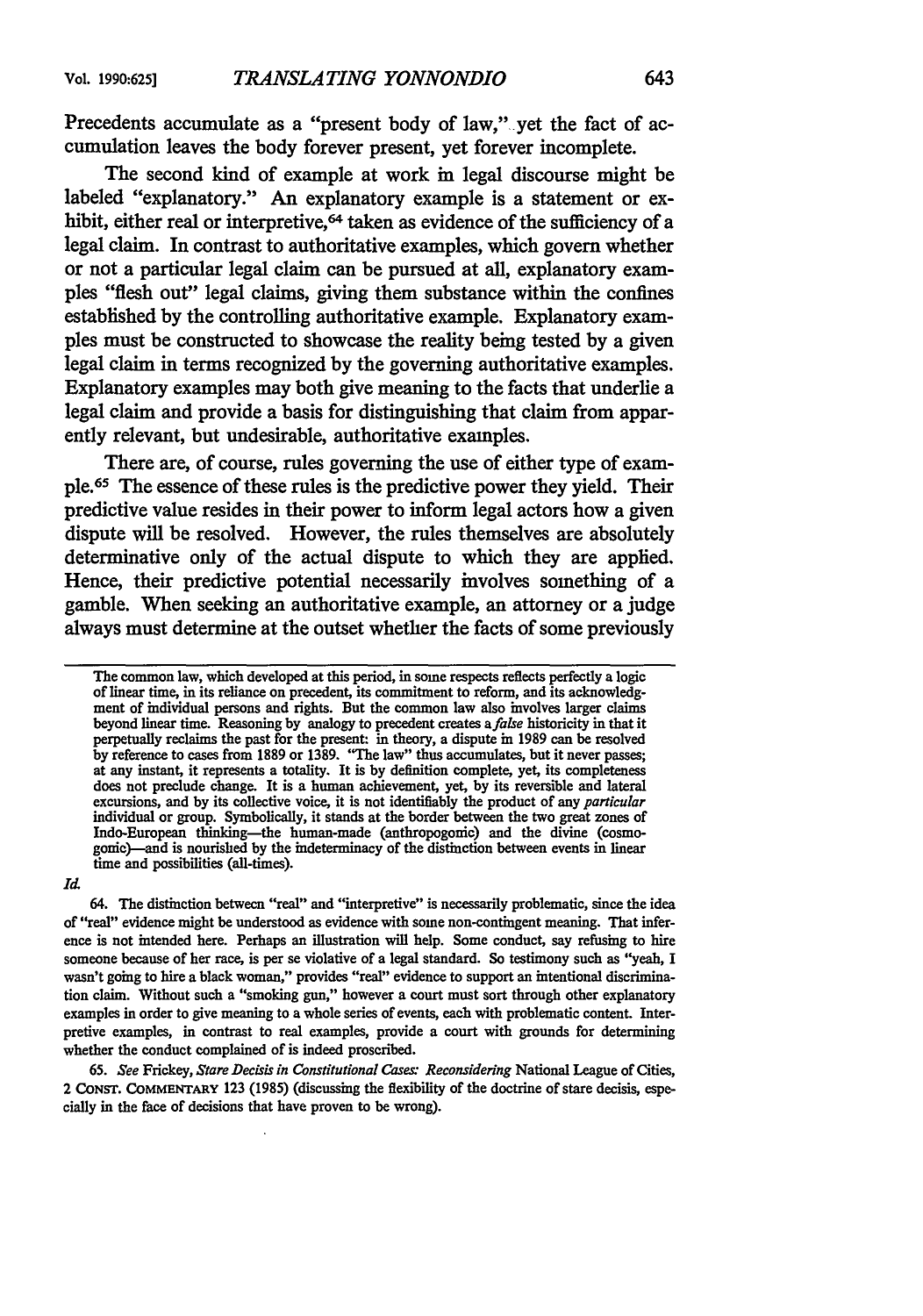Precedents accumulate as a "present body of law," yet the fact of accumulation leaves the body forever present, yet forever incomplete.

The second kind of example at work in legal discourse might be labeled "explanatory." An explanatory example is a statement or exhibit, either real or interpretive,[64] taken as evidence of the sufficiency of a legal claim. In contrast to authoritative examples, which govern whether or not a particular legal claim can be pursued at all, explanatory examples "flesh out" legal claims, giving them substance within the confines established by the controlling authoritative example. Explanatory examples must be constructed to showcase the reality being tested by a given legal claim in terms recognized by the governing authoritative examples. Explanatory examples may both give meaning to the facts that underlie a legal claim and provide a basis for distinguishing that claim from apparently relevant, but undesirable, authoritative examples.

There are, of course, rules governing the use of either type of example.[65] The essence of these rules is the predictive power they yield. Their predictive value resides in their power to inform legal actors how a given dispute will be resolved. However, the rules themselves are absolutely determinative only of the actual dispute to which they are applied. Hence, their predictive potential necessarily involves something of a gamble. When seeking an authoritative example, an attorney or a judge always must determine at the outset whether the facts of some previously

---

The common law, which developed at this period, in some respects reflects perfectly a logic of linear time, in its reliance on precedent, its commitment to reform, and its acknowledgment of individual persons and rights. But the common law also involves larger claims beyond linear time. Reasoning by analogy to precedent creates a *false* historicity in that it perpetually reclaims the past for the present: in theory, a dispute in 1989 can be resolved by reference to cases from 1889 or 1389. "The law" thus accumulates, but it never passes; at any instant, it represents a totality. It is by definition complete, yet, its completeness does not preclude change. It is a human achievement, yet, by its reversible and lateral excursions, and by its collective voice, it is not identifiably the product of any *particular* individual or group. Symbolically, it stands at the border between the two great zones of Indo-European thinking—the human-made (anthropogonic) and the divine (cosmogonic)—and is nourished by the indeterminacy of the distinction between events in linear time and possibilities (all-times).

*Id.*

64. The distinction between "real" and "interpretive" is necessarily problematic, since the idea of "real" evidence might be understood as evidence with some non-contingent meaning. That inference is not intended here. Perhaps an illustration will help. Some conduct, say refusing to hire someone because of her race, is per se violative of a legal standard. So testimony such as "yeah, I wasn't going to hire a black woman," provides "real" evidence to support an intentional discrimination claim. Without such a "smoking gun," however a court must sort through other explanatory examples in order to give meaning to a whole series of events, each with problematic content. Interpretive examples, in contrast to real examples, provide a court with grounds for determining whether the conduct complained of is indeed proscribed.

65. *See* Frickey, *Stare Decisis in Constitutional Cases: Reconsidering* National League of Cities, 2 CONST. COMMENTARY 123 (1985) (discussing the flexibility of the doctrine of stare decisis, especially in the face of decisions that have proven to be wrong).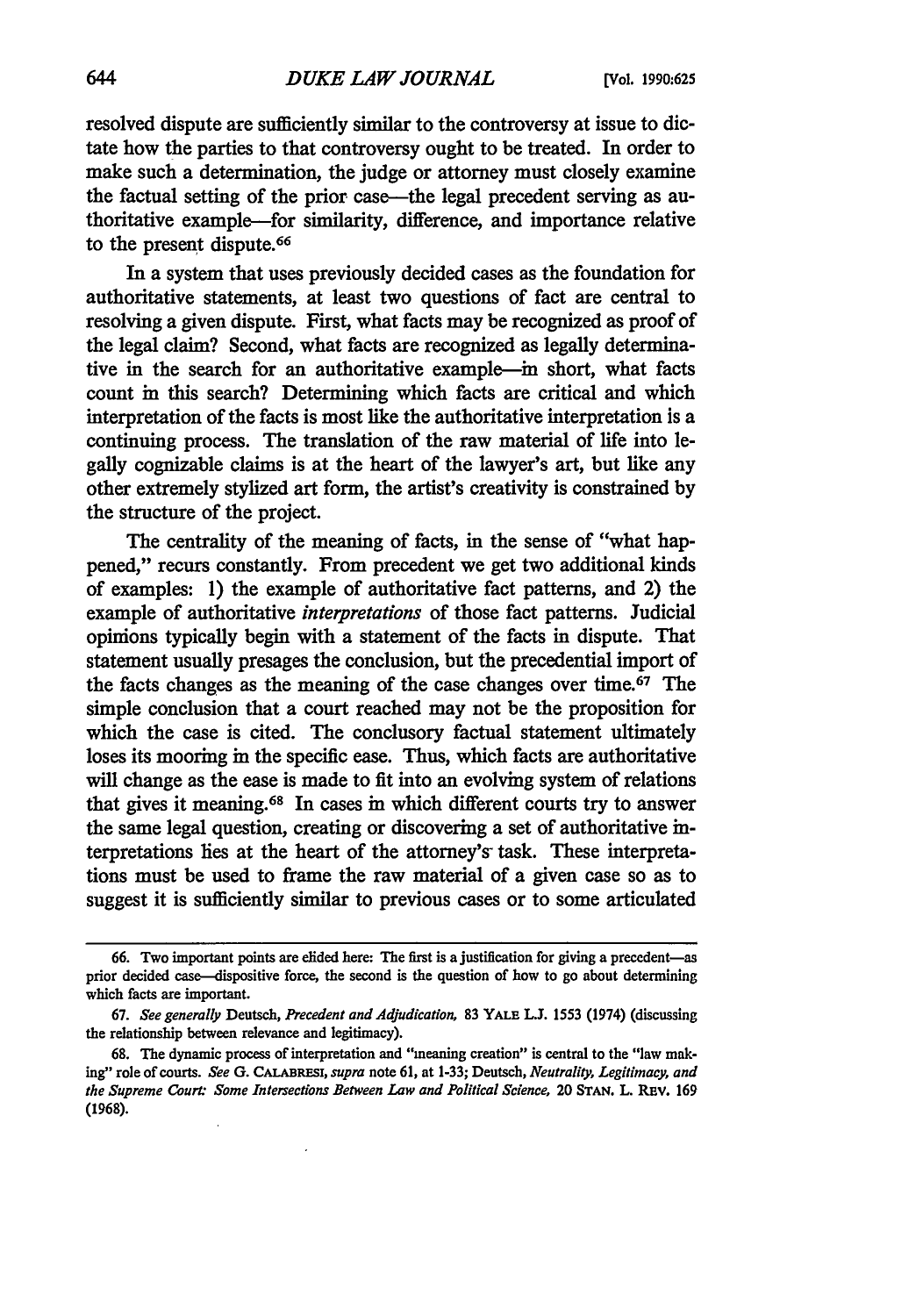resolved dispute are sufficiently similar to the controversy at issue to dictate how the parties to that controversy ought to be treated. In order to make such a determination, the judge or attorney must closely examine the factual setting of the prior case—the legal precedent serving as authoritative example—for similarity, difference, and importance relative to the present dispute.[66]

In a system that uses previously decided cases as the foundation for authoritative statements, at least two questions of fact are central to resolving a given dispute. First, what facts may be recognized as proof of the legal claim? Second, what facts are recognized as legally determinative in the search for an authoritative example—in short, what facts count in this search? Determining which facts are critical and which interpretation of the facts is most like the authoritative interpretation is a continuing process. The translation of the raw material of life into legally cognizable claims is at the heart of the lawyer's art, but like any other extremely stylized art form, the artist's creativity is constrained by the structure of the project.

The centrality of the meaning of facts, in the sense of "what happened," recurs constantly. From precedent we get two additional kinds of examples: 1) the example of authoritative fact patterns, and 2) the example of authoritative *interpretations* of those fact patterns. Judicial opinions typically begin with a statement of the facts in dispute. That statement usually presages the conclusion, but the precedential import of the facts changes as the meaning of the case changes over time.[67] The simple conclusion that a court reached may not be the proposition for which the case is cited. The conclusory factual statement ultimately loses its mooring in the specific case. Thus, which facts are authoritative will change as the case is made to fit into an evolving system of relations that gives it meaning.[68] In cases in which different courts try to answer the same legal question, creating or discovering a set of authoritative interpretations lies at the heart of the attorney's task. These interpretations must be used to frame the raw material of a given case so as to suggest it is sufficiently similar to previous cases or to some articulated

---

66. Two important points are elided here: The first is a justification for giving a precedent—as prior decided case—dispositive force, the second is the question of how to go about determining which facts are important.

67. *See generally* Deutsch, *Precedent and Adjudication*, 83 YALE L.J. 1553 (1974) (discussing the relationship between relevance and legitimacy).

68. The dynamic process of interpretation and "meaning creation" is central to the "law making" role of courts. *See* G. CALABRESI, *supra* note 61, at 1-33; Deutsch, *Neutrality, Legitimacy, and the Supreme Court: Some Intersections Between Law and Political Science*, 20 STAN. L. REV. 169 (1968).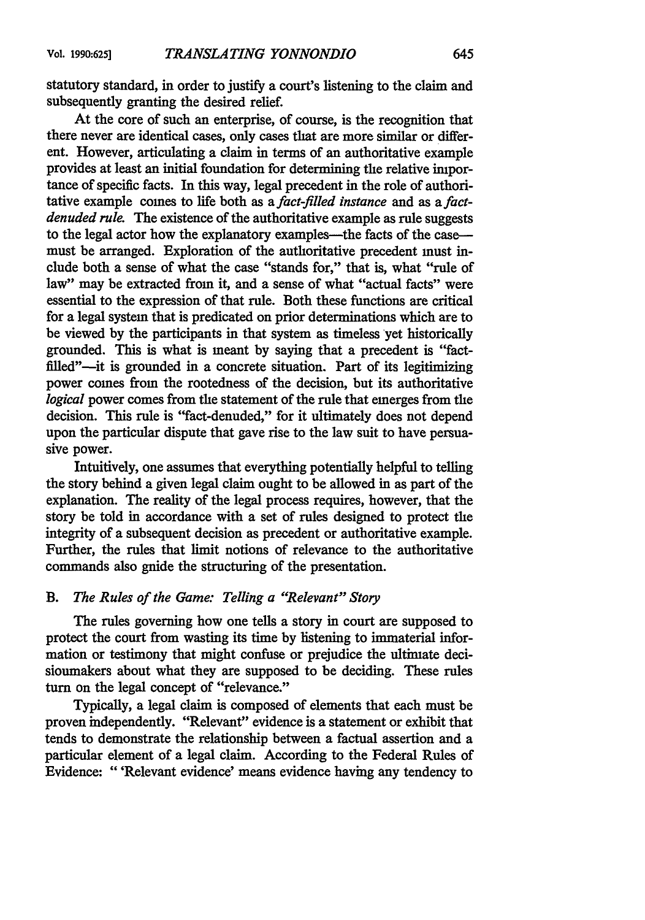statutory standard, in order to justify a court's listening to the claim and subsequently granting the desired relief.

At the core of such an enterprise, of course, is the recognition that there never are identical cases, only cases that are more similar or different. However, articulating a claim in terms of an authoritative example provides at least an initial foundation for determining the relative importance of specific facts. In this way, legal precedent in the role of authoritative example comes to life both as a *fact-filled instance* and as a *fact-denuded rule.* The existence of the authoritative example as rule suggests to the legal actor how the explanatory examples—the facts of the case—must be arranged. Exploration of the authoritative precedent must include both a sense of what the case "stands for," that is, what "rule of law" may be extracted from it, and a sense of what "actual facts" were essential to the expression of that rule. Both these functions are critical for a legal system that is predicated on prior determinations which are to be viewed by the participants in that system as timeless yet historically grounded. This is what is meant by saying that a precedent is "fact-filled"—it is grounded in a concrete situation. Part of its legitimizing power comes from the rootedness of the decision, but its authoritative *logical* power comes from the statement of the rule that emerges from the decision. This rule is "fact-denuded," for it ultimately does not depend upon the particular dispute that gave rise to the law suit to have persuasive power.

Intuitively, one assumes that everything potentially helpful to telling the story behind a given legal claim ought to be allowed in as part of the explanation. The reality of the legal process requires, however, that the story be told in accordance with a set of rules designed to protect the integrity of a subsequent decision as precedent or authoritative example. Further, the rules that limit notions of relevance to the authoritative commands also guide the structuring of the presentation.

### B. *The Rules of the Game: Telling a "Relevant" Story*

The rules governing how one tells a story in court are supposed to protect the court from wasting its time by listening to immaterial information or testimony that might confuse or prejudice the ultimate decisionmakers about what they are supposed to be deciding. These rules turn on the legal concept of "relevance."

Typically, a legal claim is composed of elements that each must be proven independently. "Relevant" evidence is a statement or exhibit that tends to demonstrate the relationship between a factual assertion and a particular element of a legal claim. According to the Federal Rules of Evidence: " 'Relevant evidence' means evidence having any tendency to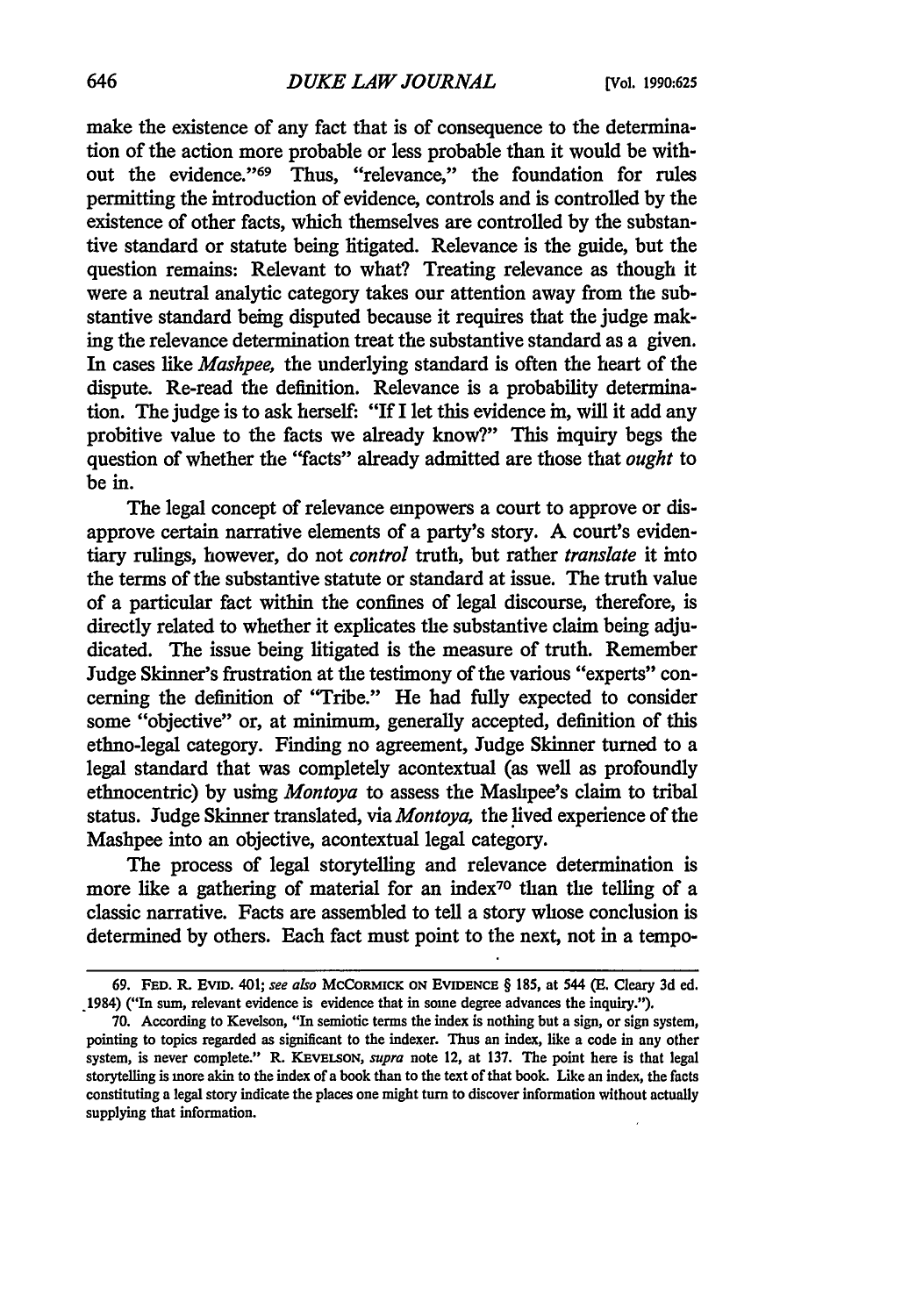make the existence of any fact that is of consequence to the determination of the action more probable or less probable than it would be without the evidence."[69] Thus, "relevance," the foundation for rules permitting the introduction of evidence, controls and is controlled by the existence of other facts, which themselves are controlled by the substantive standard or statute being litigated. Relevance is the guide, but the question remains: Relevant to what? Treating relevance as though it were a neutral analytic category takes our attention away from the substantive standard being disputed because it requires that the judge making the relevance determination treat the substantive standard as a given. In cases like *Mashpee*, the underlying standard is often the heart of the dispute. Re-read the definition. Relevance is a probability determination. The judge is to ask herself: "If I let this evidence in, will it add any probitive value to the facts we already know?" This inquiry begs the question of whether the "facts" already admitted are those that *ought* to be in.

The legal concept of relevance empowers a court to approve or disapprove certain narrative elements of a party's story. A court's evidentiary rulings, however, do not *control* truth, but rather *translate* it into the terms of the substantive statute or standard at issue. The truth value of a particular fact within the confines of legal discourse, therefore, is directly related to whether it explicates the substantive claim being adjudicated. The issue being litigated is the measure of truth. Remember Judge Skinner's frustration at the testimony of the various "experts" concerning the definition of "Tribe." He had fully expected to consider some "objective" or, at minimum, generally accepted, definition of this ethno-legal category. Finding no agreement, Judge Skinner turned to a legal standard that was completely acontextual (as well as profoundly ethnocentric) by using *Montoya* to assess the Mashpee's claim to tribal status. Judge Skinner translated, via *Montoya*, the lived experience of the Mashpee into an objective, acontextual legal category.

The process of legal storytelling and relevance determination is more like a gathering of material for an index[70] than the telling of a classic narrative. Facts are assembled to tell a story whose conclusion is determined by others. Each fact must point to the next, not in a tempo-

---

69. FED. R. EVID. 401; *see also* MCCORMICK ON EVIDENCE § 185, at 544 (E. Cleary 3d ed. 1984) ("In sum, relevant evidence is evidence that in some degree advances the inquiry.").

70. According to Kevelson, "In semiotic terms the index is nothing but a sign, or sign system, pointing to topics regarded as significant to the indexer. Thus an index, like a code in any other system, is never complete." R. KEVELSON, *supra* note 12, at 137. The point here is that legal storytelling is more akin to the index of a book than to the text of that book. Like an index, the facts constituting a legal story indicate the places one might turn to discover information without actually supplying that information.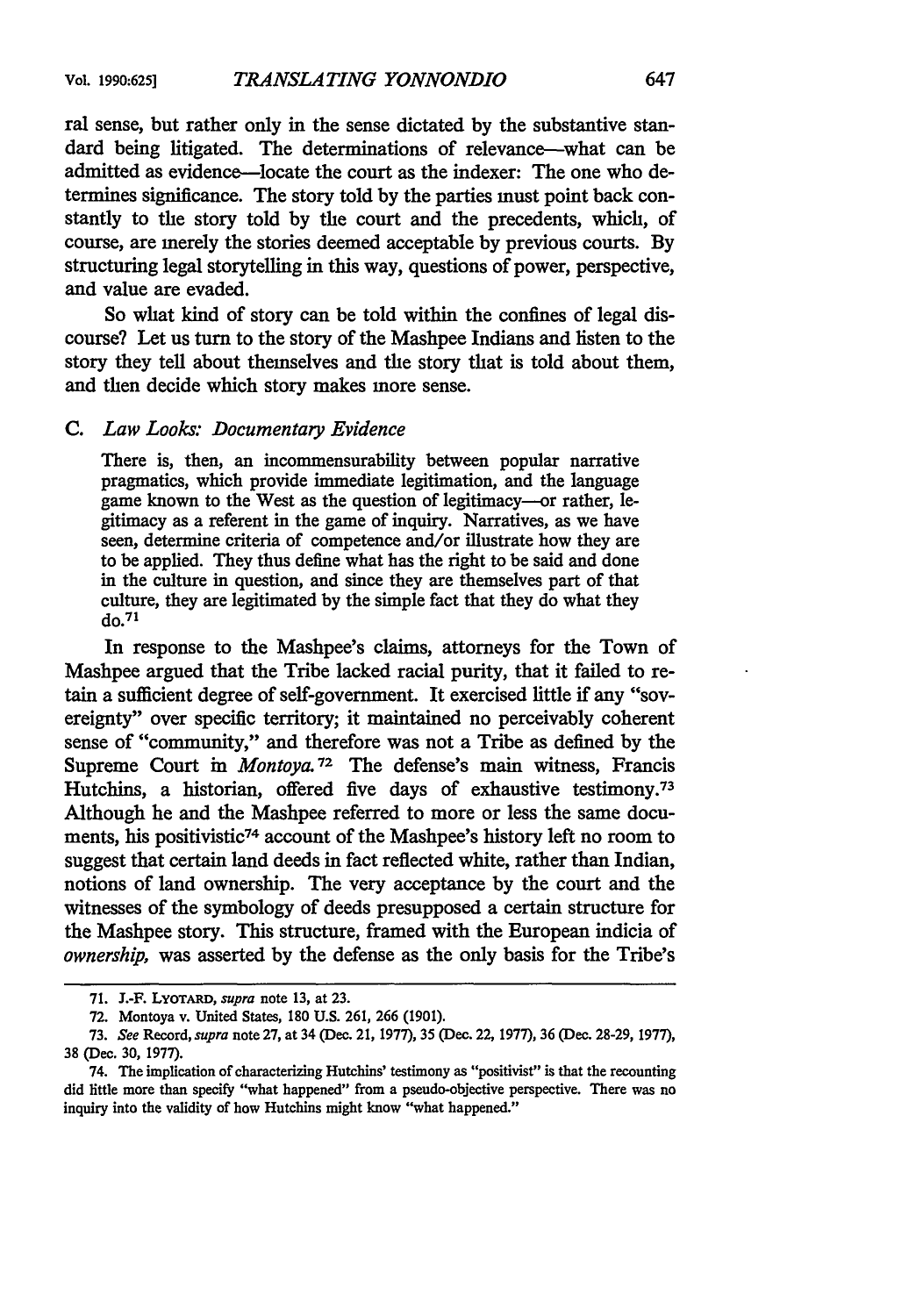ral sense, but rather only in the sense dictated by the substantive standard being litigated. The determinations of relevance—what can be admitted as evidence—locate the court as the indexer: The one who determines significance. The story told by the parties must point back constantly to the story told by the court and the precedents, which, of course, are merely the stories deemed acceptable by previous courts. By structuring legal storytelling in this way, questions of power, perspective, and value are evaded.

So what kind of story can be told within the confines of legal discourse? Let us turn to the story of the Mashpee Indians and listen to the story they tell about themselves and the story that is told about them, and then decide which story makes more sense.

### C. *Law Looks: Documentary Evidence*

> There is, then, an incommensurability between popular narrative pragmatics, which provide immediate legitimation, and the language game known to the West as the question of legitimacy—or rather, legitimacy as a referent in the game of inquiry. Narratives, as we have seen, determine criteria of competence and/or illustrate how they are to be applied. They thus define what has the right to be said and done in the culture in question, and since they are themselves part of that culture, they are legitimated by the simple fact that they do what they do.[71]

In response to the Mashpee's claims, attorneys for the Town of Mashpee argued that the Tribe lacked racial purity, that it failed to retain a sufficient degree of self-government. It exercised little if any "sovereignty" over specific territory; it maintained no perceivably coherent sense of "community," and therefore was not a Tribe as defined by the Supreme Court in *Montoya*.[72] The defense's main witness, Francis Hutchins, a historian, offered five days of exhaustive testimony.[73] Although he and the Mashpee referred to more or less the same documents, his positivistic[74] account of the Mashpee's history left no room to suggest that certain land deeds in fact reflected white, rather than Indian, notions of land ownership. The very acceptance by the court and the witnesses of the symbology of deeds presupposed a certain structure for the Mashpee story. This structure, framed with the European indicia of *ownership*, was asserted by the defense as the only basis for the Tribe's

---

71. J.-F. LYOTARD, *supra* note 13, at 23.

72. Montoya v. United States, 180 U.S. 261, 266 (1901).

73. *See* Record, *supra* note 27, at 34 (Dec. 21, 1977), 35 (Dec. 22, 1977), 36 (Dec. 28-29, 1977), 38 (Dec. 30, 1977).

74. The implication of characterizing Hutchins' testimony as "positivist" is that the recounting did little more than specify "what happened" from a pseudo-objective perspective. There was no inquiry into the validity of how Hutchins might know "what happened."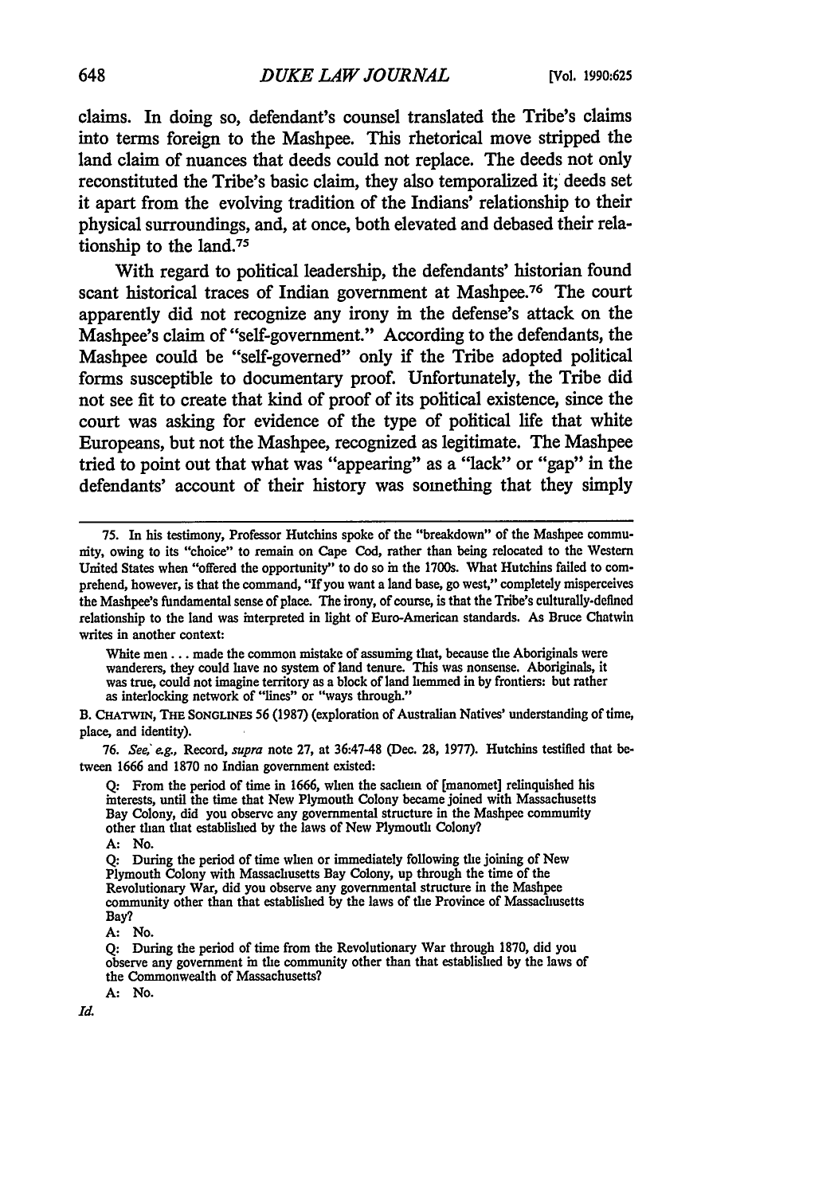claims. In doing so, defendant's counsel translated the Tribe's claims into terms foreign to the Mashpee. This rhetorical move stripped the land claim of nuances that deeds could not replace. The deeds not only reconstituted the Tribe's basic claim, they also temporalized it; deeds set it apart from the evolving tradition of the Indians' relationship to their physical surroundings, and, at once, both elevated and debased their relationship to the land.[75]

With regard to political leadership, the defendants' historian found scant historical traces of Indian government at Mashpee.[76] The court apparently did not recognize any irony in the defense's attack on the Mashpee's claim of "self-government." According to the defendants, the Mashpee could be "self-governed" only if the Tribe adopted political forms susceptible to documentary proof. Unfortunately, the Tribe did not see fit to create that kind of proof of its political existence, since the court was asking for evidence of the type of political life that white Europeans, but not the Mashpee, recognized as legitimate. The Mashpee tried to point out that what was "appearing" as a "lack" or "gap" in the defendants' account of their history was something that they simply

---

75. In his testimony, Professor Hutchins spoke of the "breakdown" of the Mashpee community, owing to its "choice" to remain on Cape Cod, rather than being relocated to the Western United States when "offered the opportunity" to do so in the 1700s. What Hutchins failed to comprehend, however, is that the command, "If you want a land base, go west," completely misperceives the Mashpee's fundamental sense of place. The irony, of course, is that the Tribe's culturally-defined relationship to the land was interpreted in light of Euro-American standards. As Bruce Chatwin writes in another context:

> White men . . . made the common mistake of assuming that, because the Aboriginals were wanderers, they could have no system of land tenure. This was nonsense. Aboriginals, it was true, could not imagine territory as a block of land hemmed in by frontiers: but rather as interlocking network of "lines" or "ways through."

B. CHATWIN, THE SONGLINES 56 (1987) (exploration of Australian Natives' understanding of time, place, and identity).

76. *See, e.g.*, Record, *supra* note 27, at 36:47-48 (Dec. 28, 1977). Hutchins testified that between 1666 and 1870 no Indian government existed:

> Q: From the period of time in 1666, when the sachem of [manomet] relinquished his interests, until the time that New Plymouth Colony became joined with Massachusetts Bay Colony, did you observe any governmental structure in the Mashpee community other than that established by the laws of New Plymouth Colony?
>
> A: No.
>
> Q: During the period of time when or immediately following the joining of New Plymouth Colony with Massachusetts Bay Colony, up through the time of the Revolutionary War, did you observe any governmental structure in the Mashpee community other than that established by the laws of the Province of Massachusetts Bay?
>
> A: No.
>
> Q: During the period of time from the Revolutionary War through 1870, did you observe any government in the community other than that established by the laws of the Commonwealth of Massachusetts?
>
> A: No.

*Id.*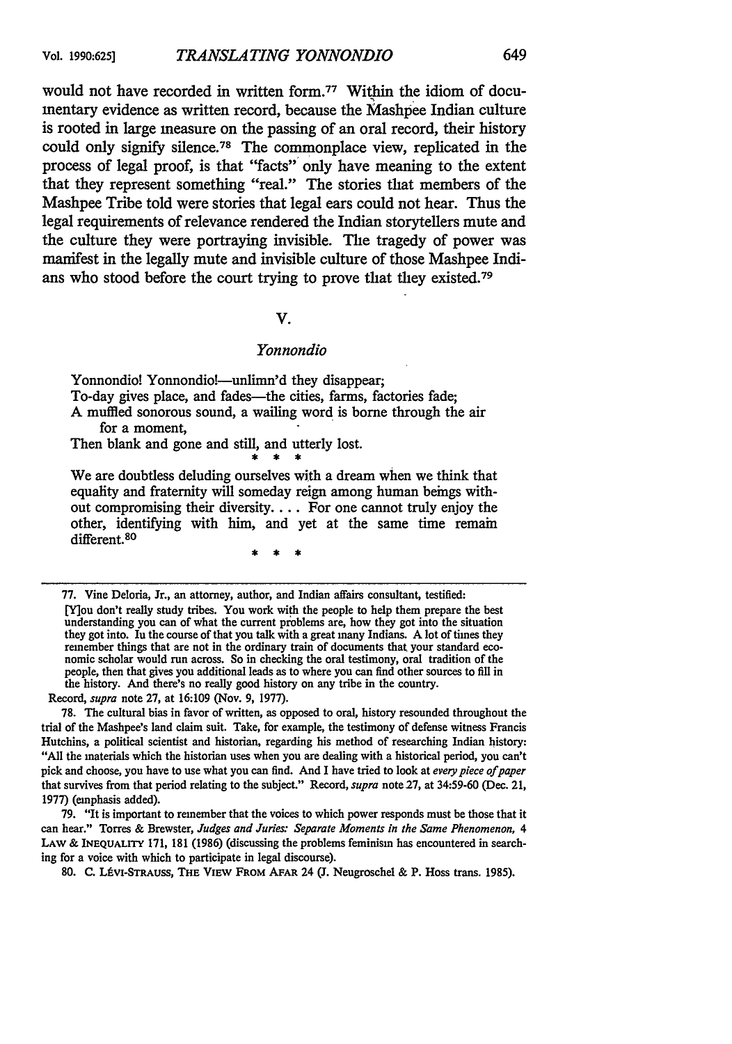would not have recorded in written form.[77] Within the idiom of documentary evidence as written record, because the Mashpee Indian culture is rooted in large measure on the passing of an oral record, their history could only signify silence.[78] The commonplace view, replicated in the process of legal proof, is that "facts" only have meaning to the extent that they represent something "real." The stories that members of the Mashpee Tribe told were stories that legal ears could not hear. Thus the legal requirements of relevance rendered the Indian storytellers mute and the culture they were portraying invisible. The tragedy of power was manifest in the legally mute and invisible culture of those Mashpee Indians who stood before the court trying to prove that they existed.[79]

## V.

### *Yonnondio*

> Yonnondio! Yonnondio!—unlimn'd they disappear;
> To-day gives place, and fades—the cities, farms, factories fade;
> A muffled sonorous sound, a wailing word is borne through the air for a moment,
> Then blank and gone and still, and utterly lost.

\* \* \*

> We are doubtless deluding ourselves with a dream when we think that equality and fraternity will someday reign among human beings without compromising their diversity. . . . For one cannot truly enjoy the other, identifying with him, and yet at the same time remain different.[80]

\* \* \*

---

77. Vine Deloria, Jr., an attorney, author, and Indian affairs consultant, testified:

> [Y]ou don't really study tribes. You work with the people to help them prepare the best understanding you can of what the current problems are, how they got into the situation they got into. In the course of that you talk with a great many Indians. A lot of times they remember things that are not in the ordinary train of documents that your standard economic scholar would run across. So in checking the oral testimony, oral tradition of the people, then that gives you additional leads as to where you can find other sources to fill in the history. And there's no really good history on any tribe in the country.

Record, *supra* note 27, at 16:109 (Nov. 9, 1977).

78. The cultural bias in favor of written, as opposed to oral, history resounded throughout the trial of the Mashpee's land claim suit. Take, for example, the testimony of defense witness Francis Hutchins, a political scientist and historian, regarding his method of researching Indian history: "All the materials which the historian uses when you are dealing with a historical period, you can't pick and choose, you have to use what you can find. And I have tried to look at *every piece of paper* that survives from that period relating to the subject." Record, *supra* note 27, at 34:59-60 (Dec. 21, 1977) (emphasis added).

79. "It is important to remember that the voices to which power responds must be those that it can hear." Torres & Brewster, *Judges and Juries: Separate Moments in the Same Phenomenon,* 4 LAW & INEQUALITY 171, 181 (1986) (discussing the problems feminism has encountered in searching for a voice with which to participate in legal discourse).

80. C. LÉVI-STRAUSS, THE VIEW FROM AFAR 24 (J. Neugroschel & P. Hoss trans. 1985).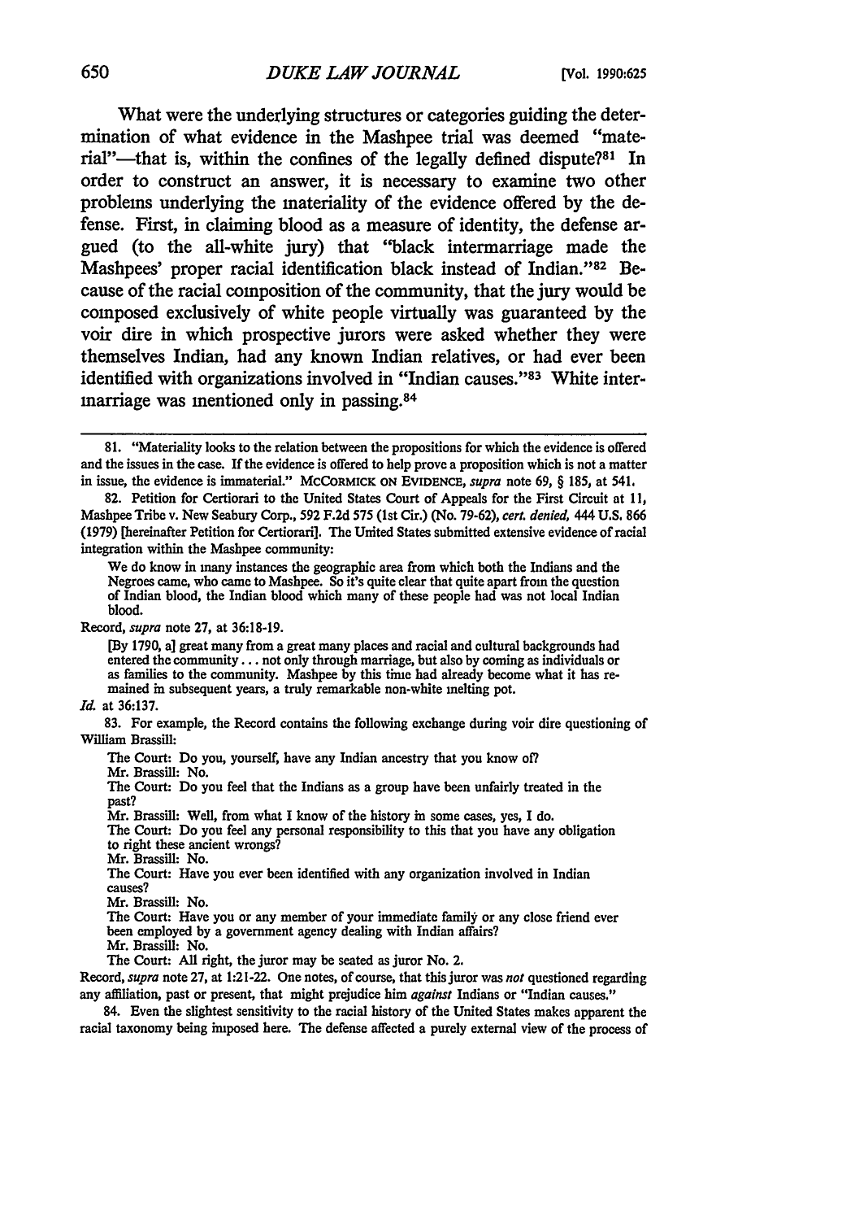What were the underlying structures or categories guiding the determination of what evidence in the Mashpee trial was deemed "material"—that is, within the confines of the legally defined dispute?[81] In order to construct an answer, it is necessary to examine two other problems underlying the materiality of the evidence offered by the defense. First, in claiming blood as a measure of identity, the defense argued (to the all-white jury) that "black intermarriage made the Mashpees' proper racial identification black instead of Indian."[82] Because of the racial composition of the community, that the jury would be composed exclusively of white people virtually was guaranteed by the voir dire in which prospective jurors were asked whether they were themselves Indian, had any known Indian relatives, or had ever been identified with organizations involved in "Indian causes."[83] White intermarriage was mentioned only in passing.[84]

---

81. "Materiality looks to the relation between the propositions for which the evidence is offered and the issues in the case. If the evidence is offered to help prove a proposition which is not a matter in issue, the evidence is immaterial." McCORMICK ON EVIDENCE, *supra* note 69, § 185, at 541.

82. Petition for Certiorari to the United States Court of Appeals for the First Circuit at 11, Mashpee Tribe v. New Seabury Corp., 592 F.2d 575 (1st Cir.) (No. 79-62), *cert. denied*, 444 U.S. 866 (1979) [hereinafter Petition for Certiorari]. The United States submitted extensive evidence of racial integration within the Mashpee community:

> We do know in many instances the geographic area from which both the Indians and the Negroes came, who came to Mashpee. So it's quite clear that quite apart from the question of Indian blood, the Indian blood which many of these people had was not local Indian blood.

Record, *supra* note 27, at 36:18-19.

> [By 1790, a] great many from a great many places and racial and cultural backgrounds had entered the community . . . not only through marriage, but also by coming as individuals or as families to the community. Mashpee by this time had already become what it has remained in subsequent years, a truly remarkable non-white melting pot.

*Id.* at 36:137.

83. For example, the Record contains the following exchange during voir dire questioning of William Brassill:

> The Court: Do you, yourself, have any Indian ancestry that you know of?
> Mr. Brassill: No.
> The Court: Do you feel that the Indians as a group have been unfairly treated in the past?
> Mr. Brassill: Well, from what I know of the history in some cases, yes, I do.
> The Court: Do you feel any personal responsibility to this that you have any obligation to right these ancient wrongs?
> Mr. Brassill: No.
> The Court: Have you ever been identified with any organization involved in Indian causes?
> Mr. Brassill: No.
> The Court: Have you or any member of your immediate family or any close friend ever been employed by a government agency dealing with Indian affairs?
> Mr. Brassill: No.
> The Court: All right, the juror may be seated as juror No. 2.

Record, *supra* note 27, at 1:21-22. One notes, of course, that this juror was *not* questioned regarding any affiliation, past or present, that might prejudice him *against* Indians or "Indian causes."

84. Even the slightest sensitivity to the racial history of the United States makes apparent the racial taxonomy being imposed here. The defense affected a purely external view of the process of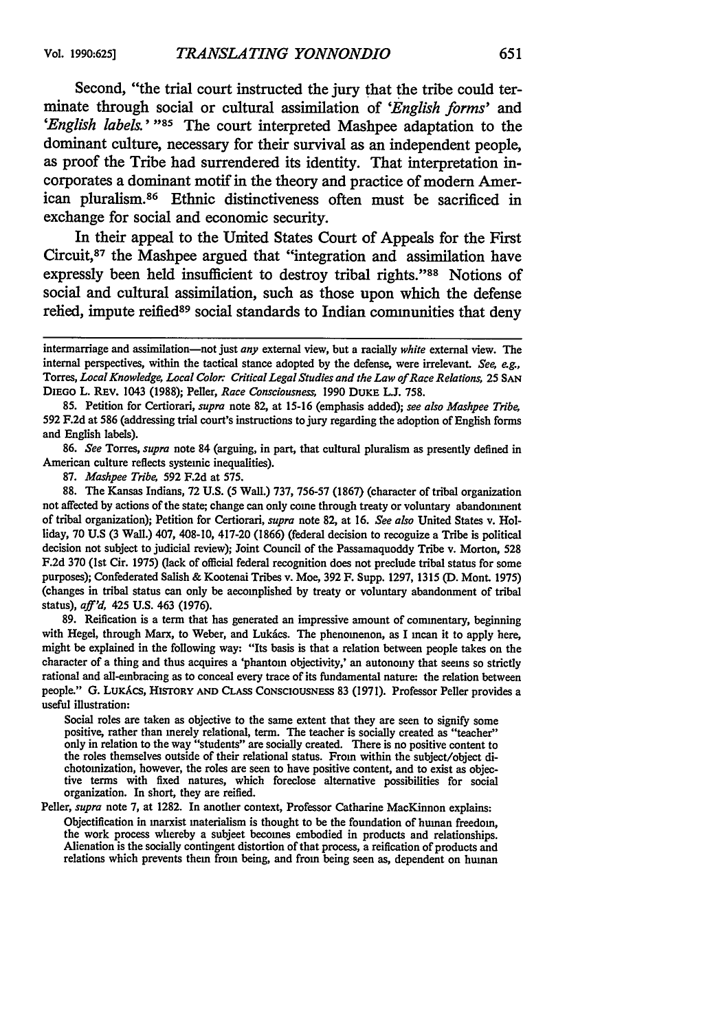Second, "the trial court instructed the jury that the tribe could terminate through social or cultural assimilation of '*English forms*' and '*English labels.*'"[85] The court interpreted Mashpee adaptation to the dominant culture, necessary for their survival as an independent people, as proof the Tribe had surrendered its identity. That interpretation incorporates a dominant motif in the theory and practice of modern American pluralism.[86] Ethnic distinctiveness often must be sacrificed in exchange for social and economic security.

In their appeal to the United States Court of Appeals for the First Circuit,[87] the Mashpee argued that "integration and assimilation have expressly been held insufficient to destroy tribal rights."[88] Notions of social and cultural assimilation, such as those upon which the defense relied, impute reified[89] social standards to Indian communities that deny

---

intermarriage and assimilation—not just *any* external view, but a racially *white* external view. The internal perspectives, within the tactical stance adopted by the defense, were irrelevant. *See, e.g.*, Torres, *Local Knowledge, Local Color: Critical Legal Studies and the Law of Race Relations*, 25 SAN DIEGO L. REV. 1043 (1988); Peller, *Race Consciousness*, 1990 DUKE L.J. 758.

85. Petition for Certiorari, *supra* note 82, at 15-16 (emphasis added); *see also Mashpee Tribe*, 592 F.2d at 586 (addressing trial court's instructions to jury regarding the adoption of English forms and English labels).

86. *See* Torres, *supra* note 84 (arguing, in part, that cultural pluralism as presently defined in American culture reflects systemic inequalities).

87. *Mashpee Tribe*, 592 F.2d at 575.

88. The Kansas Indians, 72 U.S. (5 Wall.) 737, 756-57 (1867) (character of tribal organization not affected by actions of the state; change can only come through treaty or voluntary abandonment of tribal organization); Petition for Certiorari, *supra* note 82, at 16. *See also* United States v. Holliday, 70 U.S (3 Wall.) 407, 408-10, 417-20 (1866) (federal decision to recognize a Tribe is political decision not subject to judicial review); Joint Council of the Passamaquoddy Tribe v. Morton, 528 F.2d 370 (1st Cir. 1975) (lack of official federal recognition does not preclude tribal status for some purposes); Confederated Salish & Kootenai Tribes v. Moe, 392 F. Supp. 1297, 1315 (D. Mont. 1975) (changes in tribal status can only be accomplished by treaty or voluntary abandonment of tribal status), *aff'd*, 425 U.S. 463 (1976).

89. Reification is a term that has generated an impressive amount of commentary, beginning with Hegel, through Marx, to Weber, and Lukács. The phenomenon, as I mean it to apply here, might be explained in the following way: "Its basis is that a relation between people takes on the character of a thing and thus acquires a 'phantom objectivity,' an autonomy that seems so strictly rational and all-embracing as to conceal every trace of its fundamental nature: the relation between people." G. LUKÁCS, HISTORY AND CLASS CONSCIOUSNESS 83 (1971). Professor Peller provides a useful illustration:

> Social roles are taken as objective to the same extent that they are seen to signify some positive, rather than merely relational, term. The teacher is socially created as "teacher" only in relation to the way "students" are socially created. There is no positive content to the roles themselves outside of their relational status. From within the subject/object dichotomization, however, the roles are seen to have positive content, and to exist as objective terms with fixed natures, which foreclose alternative possibilities for social organization. In short, they are reified.

Peller, *supra* note 7, at 1282. In another context, Professor Catharine MacKinnon explains:

> Objectification in marxist materialism is thought to be the foundation of human freedom, the work process whereby a subject becomes embodied in products and relationships. Alienation is the socially contingent distortion of that process, a reification of products and relations which prevents them from being, and from being seen as, dependent on human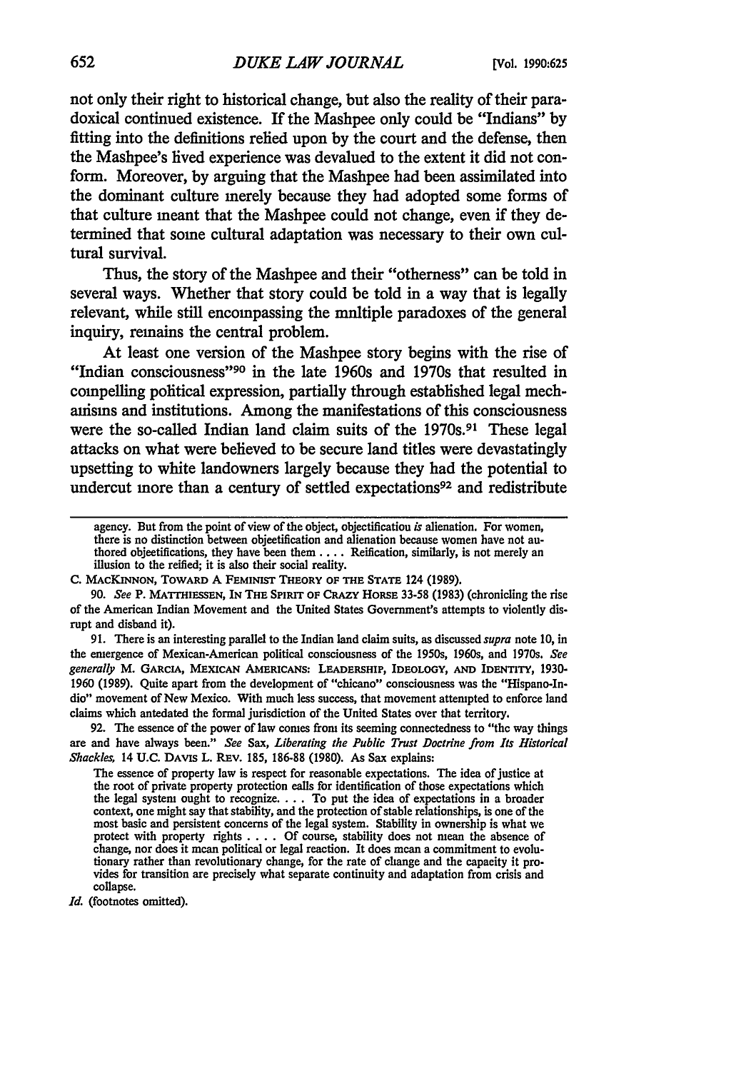not only their right to historical change, but also the reality of their paradoxical continued existence. If the Mashpee only could be "Indians" by fitting into the definitions relied upon by the court and the defense, then the Mashpee's lived experience was devalued to the extent it did not conform. Moreover, by arguing that the Mashpee had been assimilated into the dominant culture merely because they had adopted some forms of that culture meant that the Mashpee could not change, even if they determined that some cultural adaptation was necessary to their own cultural survival.

Thus, the story of the Mashpee and their "otherness" can be told in several ways. Whether that story could be told in a way that is legally relevant, while still encompassing the multiple paradoxes of the general inquiry, remains the central problem.

At least one version of the Mashpee story begins with the rise of "Indian consciousness"[90] in the late 1960s and 1970s that resulted in compelling political expression, partially through established legal mechanisms and institutions. Among the manifestations of this consciousness were the so-called Indian land claim suits of the 1970s.[91] These legal attacks on what were believed to be secure land titles were devastatingly upsetting to white landowners largely because they had the potential to undercut more than a century of settled expectations[92] and redistribute

---

agency. But from the point of view of the object, objectification *is* alienation. For women, there is no distinction between objectification and alienation because women have not authored objectifications, they have been them . . . . Reification, similarly, is not merely an illusion to the reified; it is also their social reality.

C. MacKinnon, Toward A Feminist Theory of the State 124 (1989).

90. *See* P. Matthiessen, In The Spirit of Crazy Horse 33-58 (1983) (chronicling the rise of the American Indian Movement and the United States Government's attempts to violently disrupt and disband it).

91. There is an interesting parallel to the Indian land claim suits, as discussed *supra* note 10, in the emergence of Mexican-American political consciousness of the 1950s, 1960s, and 1970s. *See generally* M. Garcia, Mexican Americans: Leadership, Ideology, and Identity, 1930-1960 (1989). Quite apart from the development of "chicano" consciousness was the "Hispano-Indio" movement of New Mexico. With much less success, that movement attempted to enforce land claims which antedated the formal jurisdiction of the United States over that territory.

92. The essence of the power of law comes from its seeming connectedness to "the way things are and have always been." *See* Sax, *Liberating the Public Trust Doctrine from Its Historical Shackles*, 14 U.C. Davis L. Rev. 185, 186-88 (1980). As Sax explains:

> The essence of property law is respect for reasonable expectations. The idea of justice at the root of private property protection calls for identification of those expectations which the legal system ought to recognize. . . . To put the idea of expectations in a broader context, one might say that stability, and the protection of stable relationships, is one of the most basic and persistent concerns of the legal system. Stability in ownership is what we protect with property rights . . . . Of course, stability does not mean the absence of change, nor does it mean political or legal reaction. It does mean a commitment to evolutionary rather than revolutionary change, for the rate of change and the capacity it provides for transition are precisely what separate continuity and adaptation from crisis and collapse.

*Id.* (footnotes omitted).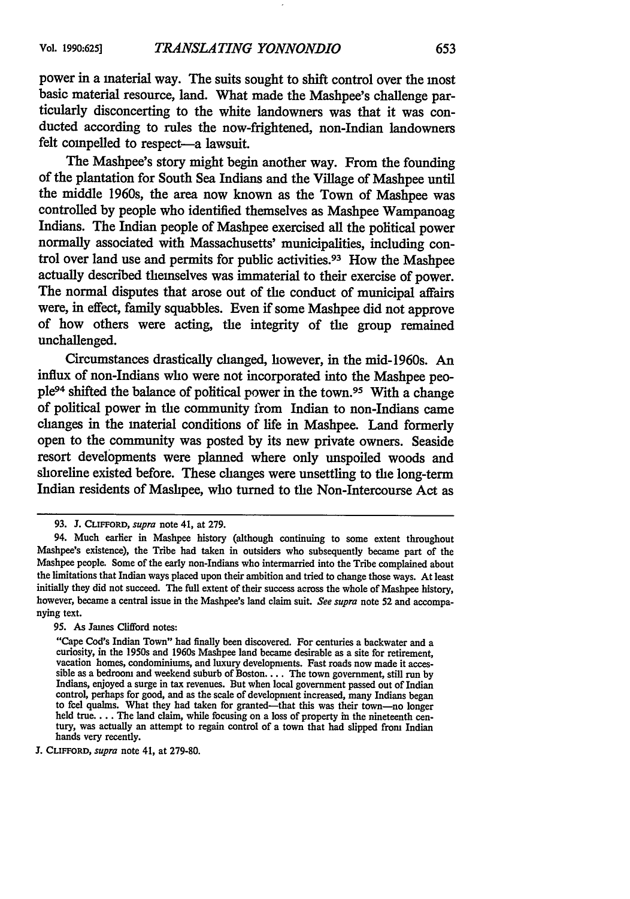power in a material way. The suits sought to shift control over the most basic material resource, land. What made the Mashpee's challenge particularly disconcerting to the white landowners was that it was conducted according to rules the now-frightened, non-Indian landowners felt compelled to respect—a lawsuit.

The Mashpee's story might begin another way. From the founding of the plantation for South Sea Indians and the Village of Mashpee until the middle 1960s, the area now known as the Town of Mashpee was controlled by people who identified themselves as Mashpee Wampanoag Indians. The Indian people of Mashpee exercised all the political power normally associated with Massachusetts' municipalities, including control over land use and permits for public activities.[93] How the Mashpee actually described themselves was immaterial to their exercise of power. The normal disputes that arose out of the conduct of municipal affairs were, in effect, family squabbles. Even if some Mashpee did not approve of how others were acting, the integrity of the group remained unchallenged.

Circumstances drastically changed, however, in the mid-1960s. An influx of non-Indians who were not incorporated into the Mashpee people[94] shifted the balance of political power in the town.[95] With a change of political power in the community from Indian to non-Indians came changes in the material conditions of life in Mashpee. Land formerly open to the community was posted by its new private owners. Seaside resort developments were planned where only unspoiled woods and shoreline existed before. These changes were unsettling to the long-term Indian residents of Mashpee, who turned to the Non-Intercourse Act as

---

93. J. CLIFFORD, *supra* note 41, at 279.

94. Much earlier in Mashpee history (although continuing to some extent throughout Mashpee's existence), the Tribe had taken in outsiders who subsequently became part of the Mashpee people. Some of the early non-Indians who intermarried into the Tribe complained about the limitations that Indian ways placed upon their ambition and tried to change those ways. At least initially they did not succeed. The full extent of their success across the whole of Mashpee history, however, became a central issue in the Mashpee's land claim suit. *See supra* note 52 and accompanying text.

95. As James Clifford notes:

> "Cape Cod's Indian Town" had finally been discovered. For centuries a backwater and a curiosity, in the 1950s and 1960s Mashpee land became desirable as a site for retirement, vacation homes, condominiums, and luxury developments. Fast roads now made it accessible as a bedroom and weekend suburb of Boston. . . . The town government, still run by Indians, enjoyed a surge in tax revenues. But when local government passed out of Indian control, perhaps for good, and as the scale of development increased, many Indians began to feel qualms. What they had taken for granted—that this was their town—no longer held true. . . . The land claim, while focusing on a loss of property in the nineteenth century, was actually an attempt to regain control of a town that had slipped from Indian hands very recently.

J. CLIFFORD, *supra* note 41, at 279-80.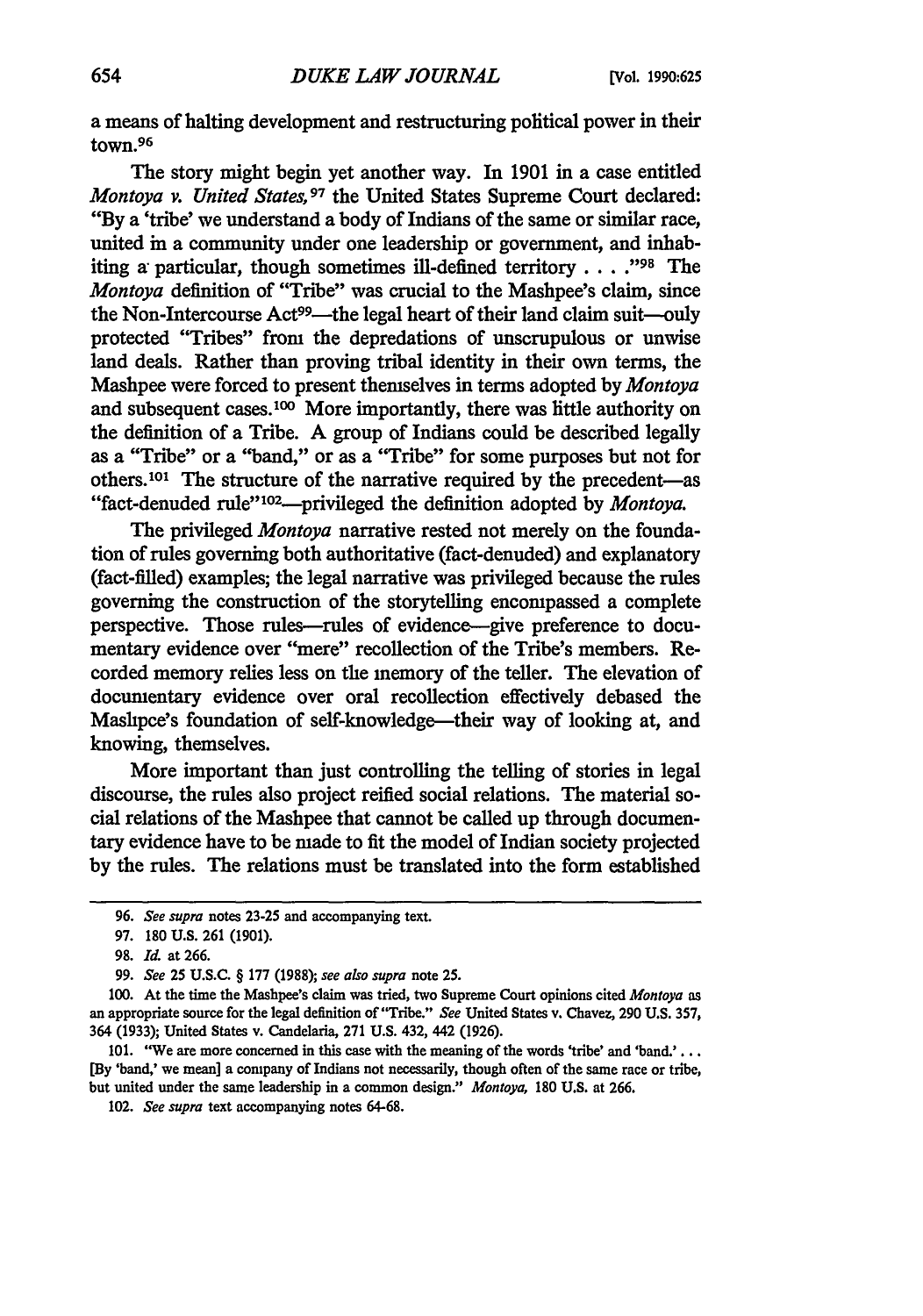a means of halting development and restructuring political power in their town.[96]

The story might begin yet another way. In 1901 in a case entitled *Montoya v. United States*,[97] the United States Supreme Court declared: "By a 'tribe' we understand a body of Indians of the same or similar race, united in a community under one leadership or government, and inhabiting a particular, though sometimes ill-defined territory . . . ."[98] The *Montoya* definition of "Tribe" was crucial to the Mashpee's claim, since the Non-Intercourse Act[99]—the legal heart of their land claim suit—only protected "Tribes" from the depredations of unscrupulous or unwise land deals. Rather than proving tribal identity in their own terms, the Mashpee were forced to present themselves in terms adopted by *Montoya* and subsequent cases.[100] More importantly, there was little authority on the definition of a Tribe. A group of Indians could be described legally as a "Tribe" or a "band," or as a "Tribe" for some purposes but not for others.[101] The structure of the narrative required by the precedent—as "fact-denuded rule"[102]—privileged the definition adopted by *Montoya*.

The privileged *Montoya* narrative rested not merely on the foundation of rules governing both authoritative (fact-denuded) and explanatory (fact-filled) examples; the legal narrative was privileged because the rules governing the construction of the storytelling encompassed a complete perspective. Those rules—rules of evidence—give preference to documentary evidence over "mere" recollection of the Tribe's members. Recorded memory relies less on the memory of the teller. The elevation of documentary evidence over oral recollection effectively debased the Mashpee's foundation of self-knowledge—their way of looking at, and knowing, themselves.

More important than just controlling the telling of stories in legal discourse, the rules also project reified social relations. The material social relations of the Mashpee that cannot be called up through documentary evidence have to be made to fit the model of Indian society projected by the rules. The relations must be translated into the form established

---

96. *See supra* notes 23-25 and accompanying text.

97. 180 U.S. 261 (1901).

98. *Id.* at 266.

99. *See* 25 U.S.C. § 177 (1988); *see also supra* note 25.

100. At the time the Mashpee's claim was tried, two Supreme Court opinions cited *Montoya* as an appropriate source for the legal definition of "Tribe." *See* United States v. Chavez, 290 U.S. 357, 364 (1933); United States v. Candelaria, 271 U.S. 432, 442 (1926).

101. "We are more concerned in this case with the meaning of the words 'tribe' and 'band.' . . . [By 'band,' we mean] a company of Indians not necessarily, though often of the same race or tribe, but united under the same leadership in a common design." *Montoya*, 180 U.S. at 266.

102. *See supra* text accompanying notes 64-68.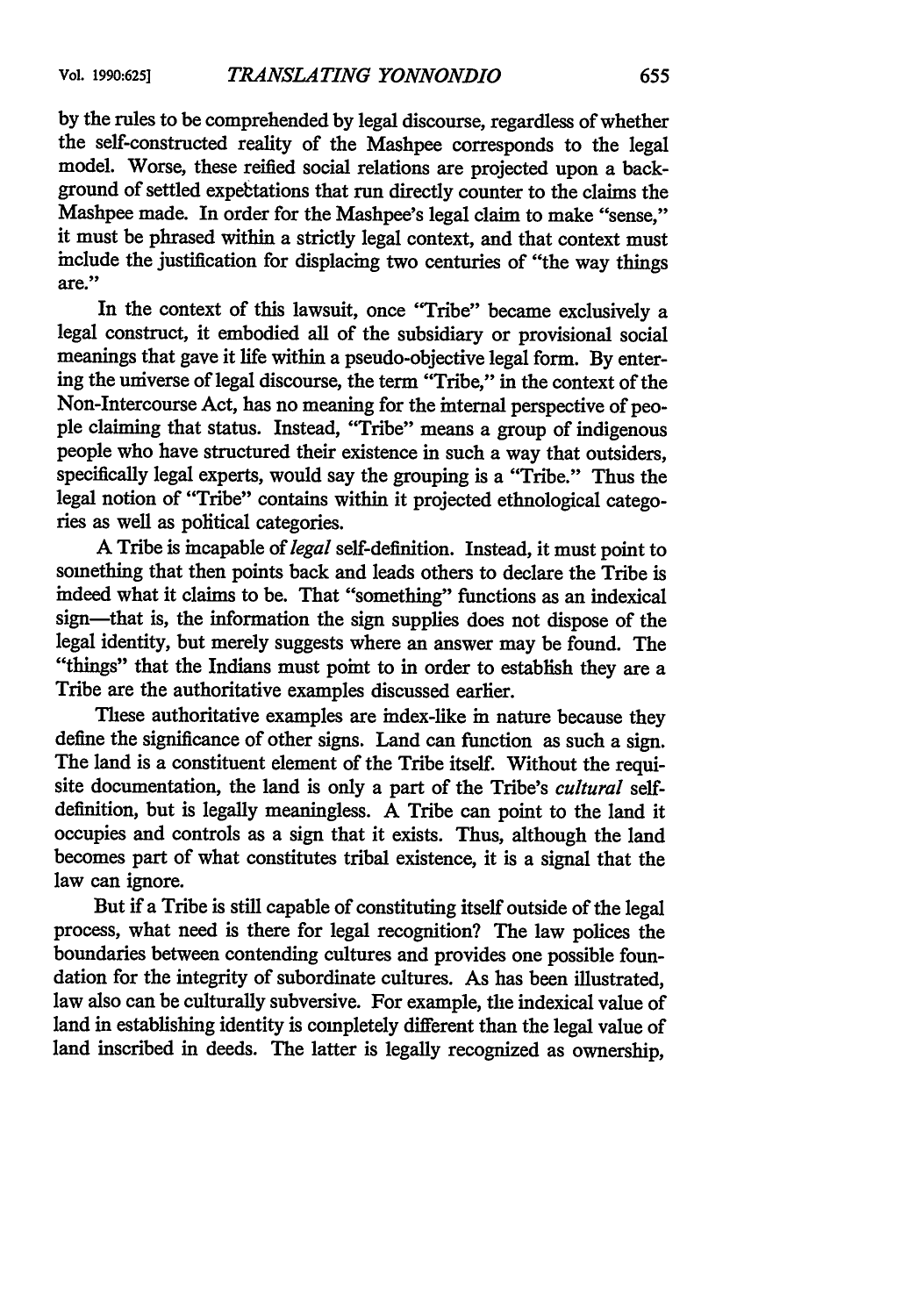by the rules to be comprehended by legal discourse, regardless of whether the self-constructed reality of the Mashpee corresponds to the legal model. Worse, these reified social relations are projected upon a background of settled expectations that run directly counter to the claims the Mashpee made. In order for the Mashpee's legal claim to make "sense," it must be phrased within a strictly legal context, and that context must include the justification for displacing two centuries of "the way things are."

In the context of this lawsuit, once "Tribe" became exclusively a legal construct, it embodied all of the subsidiary or provisional social meanings that gave it life within a pseudo-objective legal form. By entering the universe of legal discourse, the term "Tribe," in the context of the Non-Intercourse Act, has no meaning for the internal perspective of people claiming that status. Instead, "Tribe" means a group of indigenous people who have structured their existence in such a way that outsiders, specifically legal experts, would say the grouping is a "Tribe." Thus the legal notion of "Tribe" contains within it projected ethnological categories as well as political categories.

A Tribe is incapable of *legal* self-definition. Instead, it must point to something that then points back and leads others to declare the Tribe is indeed what it claims to be. That "something" functions as an indexical sign—that is, the information the sign supplies does not dispose of the legal identity, but merely suggests where an answer may be found. The "things" that the Indians must point to in order to establish they are a Tribe are the authoritative examples discussed earlier.

These authoritative examples are index-like in nature because they define the significance of other signs. Land can function as such a sign. The land is a constituent element of the Tribe itself. Without the requisite documentation, the land is only a part of the Tribe's *cultural* self-definition, but is legally meaningless. A Tribe can point to the land it occupies and controls as a sign that it exists. Thus, although the land becomes part of what constitutes tribal existence, it is a signal that the law can ignore.

But if a Tribe is still capable of constituting itself outside of the legal process, what need is there for legal recognition? The law polices the boundaries between contending cultures and provides one possible foundation for the integrity of subordinate cultures. As has been illustrated, law also can be culturally subversive. For example, the indexical value of land in establishing identity is completely different than the legal value of land inscribed in deeds. The latter is legally recognized as ownership,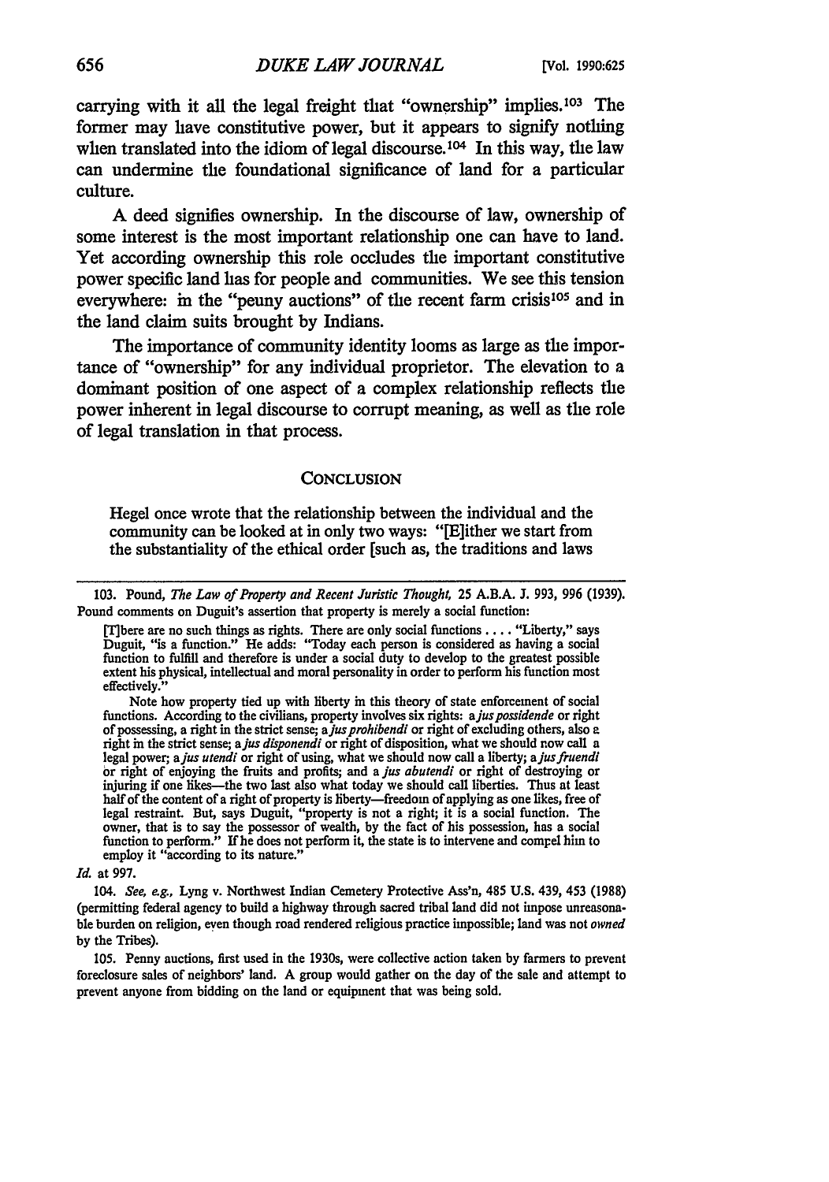carrying with it all the legal freight that "ownership" implies.[103] The former may have constitutive power, but it appears to signify nothing when translated into the idiom of legal discourse.[104] In this way, the law can undermine the foundational significance of land for a particular culture.

A deed signifies ownership. In the discourse of law, ownership of some interest is the most important relationship one can have to land. Yet according ownership this role occludes the important constitutive power specific land has for people and communities. We see this tension everywhere: in the "penny auctions" of the recent farm crisis[105] and in the land claim suits brought by Indians.

The importance of community identity looms as large as the importance of "ownership" for any individual proprietor. The elevation to a dominant position of one aspect of a complex relationship reflects the power inherent in legal discourse to corrupt meaning, as well as the role of legal translation in that process.

## CONCLUSION

> Hegel once wrote that the relationship between the individual and the community can be looked at in only two ways: "[E]ither we start from the substantiality of the ethical order [such as, the traditions and laws

---

103. Pound, *The Law of Property and Recent Juristic Thought,* 25 A.B.A. J. 993, 996 (1939). Pound comments on Duguit's assertion that property is merely a social function:

> [T]here are no such things as rights. There are only social functions . . . . "Liberty," says Duguit, "is a function." He adds: "Today each person is considered as having a social function to fulfill and therefore is under a social duty to develop to the greatest possible extent his physical, intellectual and moral personality in order to perform his function most effectively."
>
> Note how property tied up with liberty in this theory of state enforcement of social functions. According to the civilians, property involves six rights: a *jus possidende* or right of possessing, a right in the strict sense; a *jus prohibendi* or right of excluding others, also a right in the strict sense; a *jus disponendi* or right of disposition, what we should now call a legal power; a *jus utendi* or right of using, what we should now call a liberty; a *jus fruendi* or right of enjoying the fruits and profits; and a *jus abutendi* or right of destroying or injuring if one likes—the two last also what today we should call liberties. Thus at least half of the content of a right of property is liberty—freedom of applying as one likes, free of legal restraint. But, says Duguit, "property is not a right; it is a social function. The owner, that is to say the possessor of wealth, by the fact of his possession, has a social function to perform." If he does not perform it, the state is to intervene and compel him to employ it "according to its nature."

*Id.* at 997.

104. *See, e.g.,* Lyng v. Northwest Indian Cemetery Protective Ass'n, 485 U.S. 439, 453 (1988) (permitting federal agency to build a highway through sacred tribal land did not impose unreasonable burden on religion, even though road rendered religious practice impossible; land was not *owned* by the Tribes).

105. Penny auctions, first used in the 1930s, were collective action taken by farmers to prevent foreclosure sales of neighbors' land. A group would gather on the day of the sale and attempt to prevent anyone from bidding on the land or equipment that was being sold.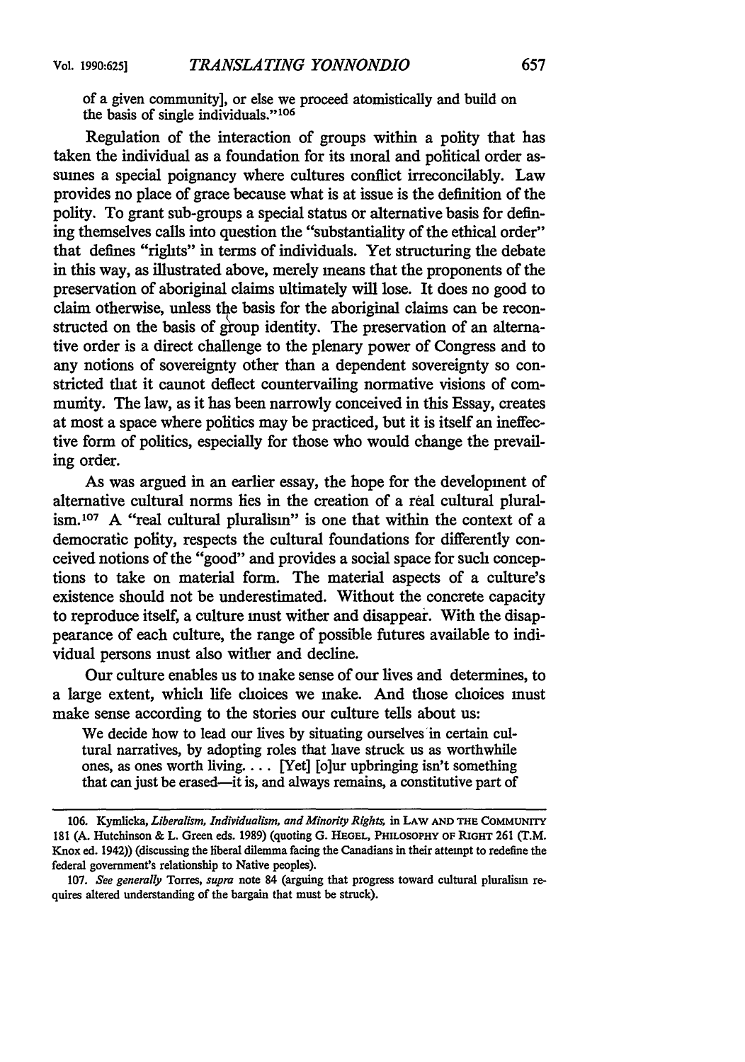of a given community], or else we proceed atomistically and build on the basis of single individuals."[106]

Regulation of the interaction of groups within a polity that has taken the individual as a foundation for its moral and political order assumes a special poignancy where cultures conflict irreconcilably. Law provides no place of grace because what is at issue is the definition of the polity. To grant sub-groups a special status or alternative basis for defining themselves calls into question the "substantiality of the ethical order" that defines "rights" in terms of individuals. Yet structuring the debate in this way, as illustrated above, merely means that the proponents of the preservation of aboriginal claims ultimately will lose. It does no good to claim otherwise, unless the basis for the aboriginal claims can be reconstructed on the basis of group identity. The preservation of an alternative order is a direct challenge to the plenary power of Congress and to any notions of sovereignty other than a dependent sovereignty so constricted that it cannot deflect countervailing normative visions of community. The law, as it has been narrowly conceived in this Essay, creates at most a space where politics may be practiced, but it is itself an ineffective form of politics, especially for those who would change the prevailing order.

As was argued in an earlier essay, the hope for the development of alternative cultural norms lies in the creation of a real cultural pluralism.[107] A "real cultural pluralism" is one that within the context of a democratic polity, respects the cultural foundations for differently conceived notions of the "good" and provides a social space for such conceptions to take on material form. The material aspects of a culture's existence should not be underestimated. Without the concrete capacity to reproduce itself, a culture must wither and disappear. With the disappearance of each culture, the range of possible futures available to individual persons must also wither and decline.

Our culture enables us to make sense of our lives and determines, to a large extent, which life choices we make. And those choices must make sense according to the stories our culture tells about us:

> We decide how to lead our lives by situating ourselves in certain cultural narratives, by adopting roles that have struck us as worthwhile ones, as ones worth living. . . . [Yet] [o]ur upbringing isn't something that can just be erased—it is, and always remains, a constitutive part of

---

106. Kymlicka, *Liberalism, Individualism, and Minority Rights*, in LAW AND THE COMMUNITY 181 (A. Hutchinson & L. Green eds. 1989) (quoting G. HEGEL, PHILOSOPHY OF RIGHT 261 (T.M. Knox ed. 1942)) (discussing the liberal dilemma facing the Canadians in their attempt to redefine the federal government's relationship to Native peoples).

107. *See generally* Torres, *supra* note 84 (arguing that progress toward cultural pluralism requires altered understanding of the bargain that must be struck).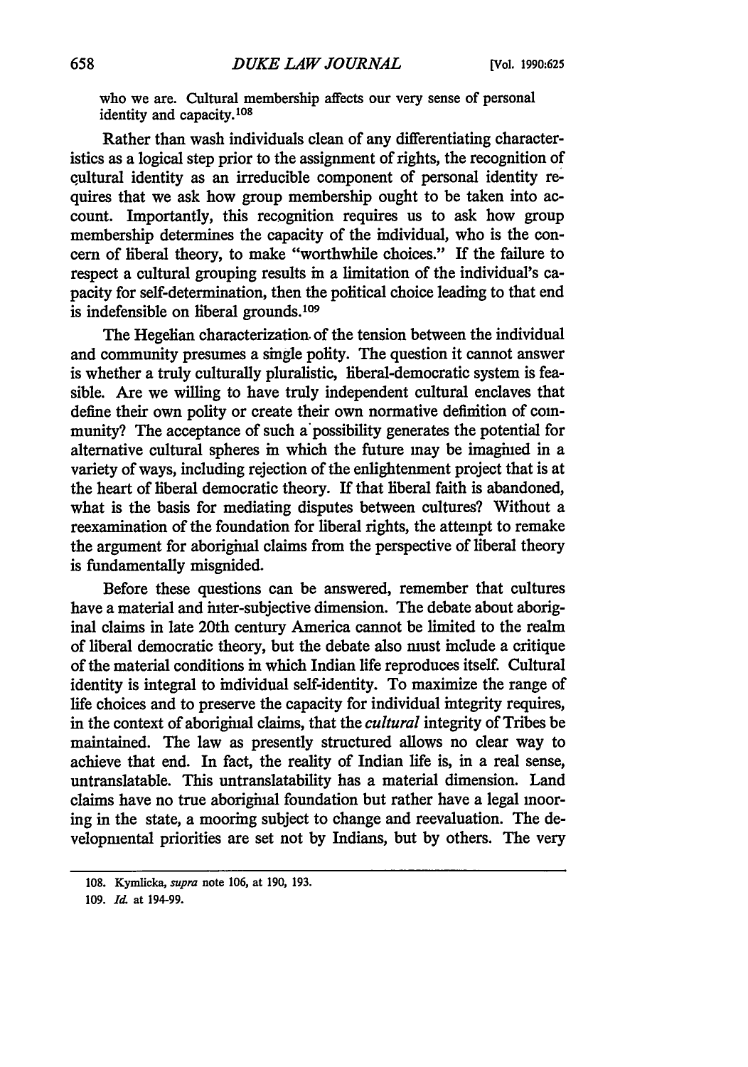who we are. Cultural membership affects our very sense of personal identity and capacity.[108]

Rather than wash individuals clean of any differentiating characteristics as a logical step prior to the assignment of rights, the recognition of cultural identity as an irreducible component of personal identity requires that we ask how group membership ought to be taken into account. Importantly, this recognition requires us to ask how group membership determines the capacity of the individual, who is the concern of liberal theory, to make "worthwhile choices." If the failure to respect a cultural grouping results in a limitation of the individual's capacity for self-determination, then the political choice leading to that end is indefensible on liberal grounds.[109]

The Hegelian characterization of the tension between the individual and community presumes a single polity. The question it cannot answer is whether a truly culturally pluralistic, liberal-democratic system is feasible. Are we willing to have truly independent cultural enclaves that define their own polity or create their own normative definition of community? The acceptance of such a possibility generates the potential for alternative cultural spheres in which the future may be imagined in a variety of ways, including rejection of the enlightenment project that is at the heart of liberal democratic theory. If that liberal faith is abandoned, what is the basis for mediating disputes between cultures? Without a reexamination of the foundation for liberal rights, the attempt to remake the argument for aboriginal claims from the perspective of liberal theory is fundamentally misguided.

Before these questions can be answered, remember that cultures have a material and inter-subjective dimension. The debate about aboriginal claims in late 20th century America cannot be limited to the realm of liberal democratic theory, but the debate also must include a critique of the material conditions in which Indian life reproduces itself. Cultural identity is integral to individual self-identity. To maximize the range of life choices and to preserve the capacity for individual integrity requires, in the context of aboriginal claims, that the *cultural* integrity of Tribes be maintained. The law as presently structured allows no clear way to achieve that end. In fact, the reality of Indian life is, in a real sense, untranslatable. This untranslatability has a material dimension. Land claims have no true aboriginal foundation but rather have a legal mooring in the state, a mooring subject to change and reevaluation. The developmental priorities are set not by Indians, but by others. The very

108. Kymlicka, *supra* note 106, at 190, 193.

109. *Id.* at 194-99.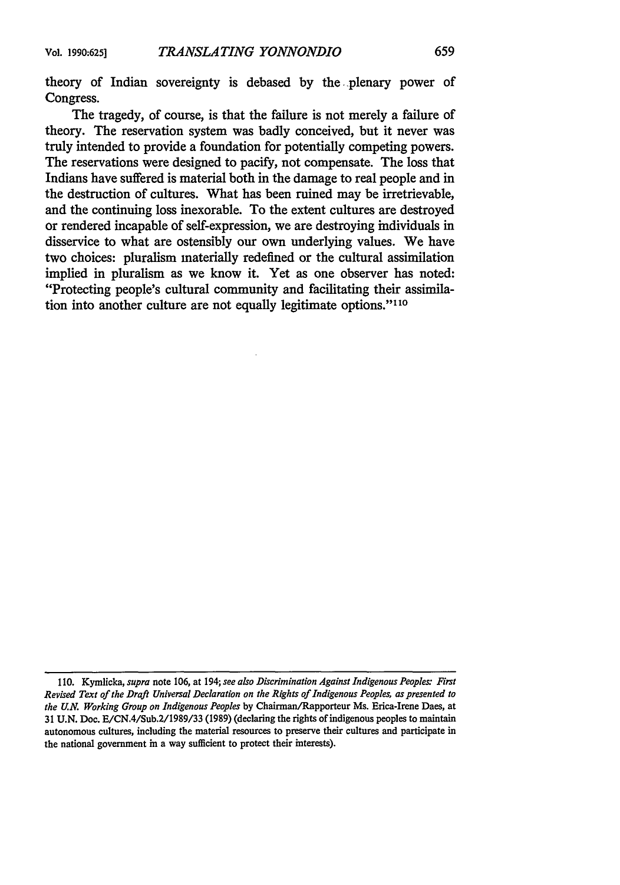theory of Indian sovereignty is debased by the plenary power of Congress.

The tragedy, of course, is that the failure is not merely a failure of theory. The reservation system was badly conceived, but it never was truly intended to provide a foundation for potentially competing powers. The reservations were designed to pacify, not compensate. The loss that Indians have suffered is material both in the damage to real people and in the destruction of cultures. What has been ruined may be irretrievable, and the continuing loss inexorable. To the extent cultures are destroyed or rendered incapable of self-expression, we are destroying individuals in disservice to what are ostensibly our own underlying values. We have two choices: pluralism materially redefined or the cultural assimilation implied in pluralism as we know it. Yet as one observer has noted: "Protecting people's cultural community and facilitating their assimilation into another culture are not equally legitimate options."[110]

---

110. Kymlicka, *supra* note 106, at 194; *see also Discrimination Against Indigenous Peoples: First Revised Text of the Draft Universal Declaration on the Rights of Indigenous Peoples, as presented to the U.N. Working Group on Indigenous Peoples* by Chairman/Rapporteur Ms. Erica-Irene Daes, at 31 U.N. Doc. E/CN.4/Sub.2/1989/33 (1989) (declaring the rights of indigenous peoples to maintain autonomous cultures, including the material resources to preserve their cultures and participate in the national government in a way sufficient to protect their interests).